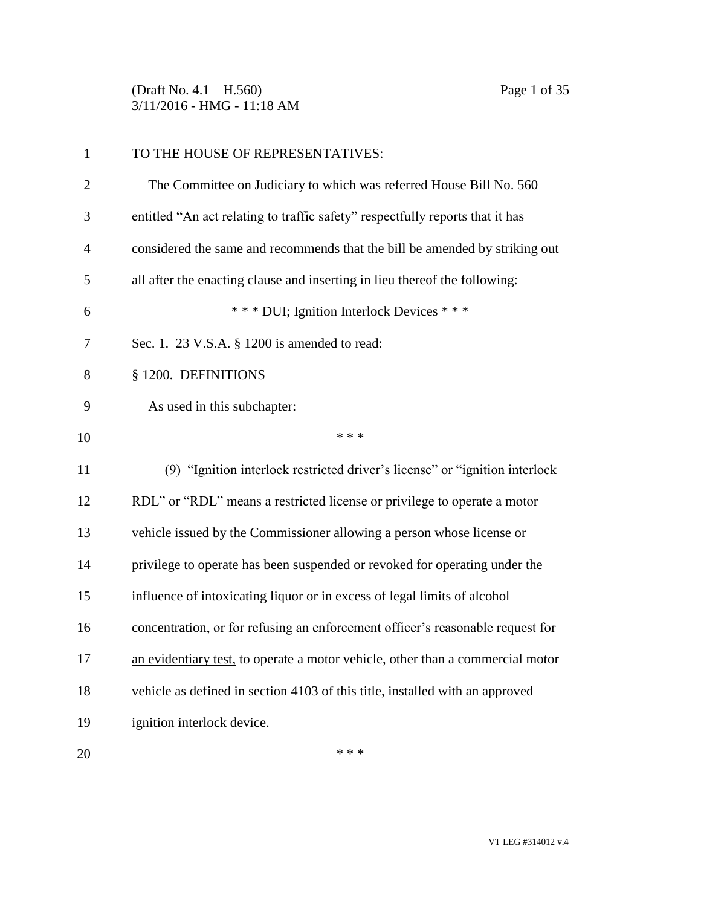TO THE HOUSE OF REPRESENTATIVES:

The Committee on Judiciary to which was referred House Bill No. 560 entitled "An act relating to traffic safety" respectfully reports that it has considered the same and recommends that the bill be amended by striking out all after the enacting clause and inserting in lieu thereof the following:

\* \* \* DUI; Ignition Interlock Devices \* \* \*

Sec. 1. 23 V.S.A. § 1200 is amended to read:

§ 1200. DEFINITIONS

As used in this subchapter:

\* \* \*

(9) "Ignition interlock restricted driver's license" or "ignition interlock RDL" or "RDL" means a restricted license or privilege to operate a motor vehicle issued by the Commissioner allowing a person whose license or privilege to operate has been suspended or revoked for operating under the influence of intoxicating liquor or in excess of legal limits of alcohol concentration<u>, or for refusing an enforcement officer's reasonable request for an evidentiary test,</u> to operate a motor vehicle, other than a commercial motor vehicle as defined in section 4103 of this title, installed with an approved ignition interlock device.

\* \* \*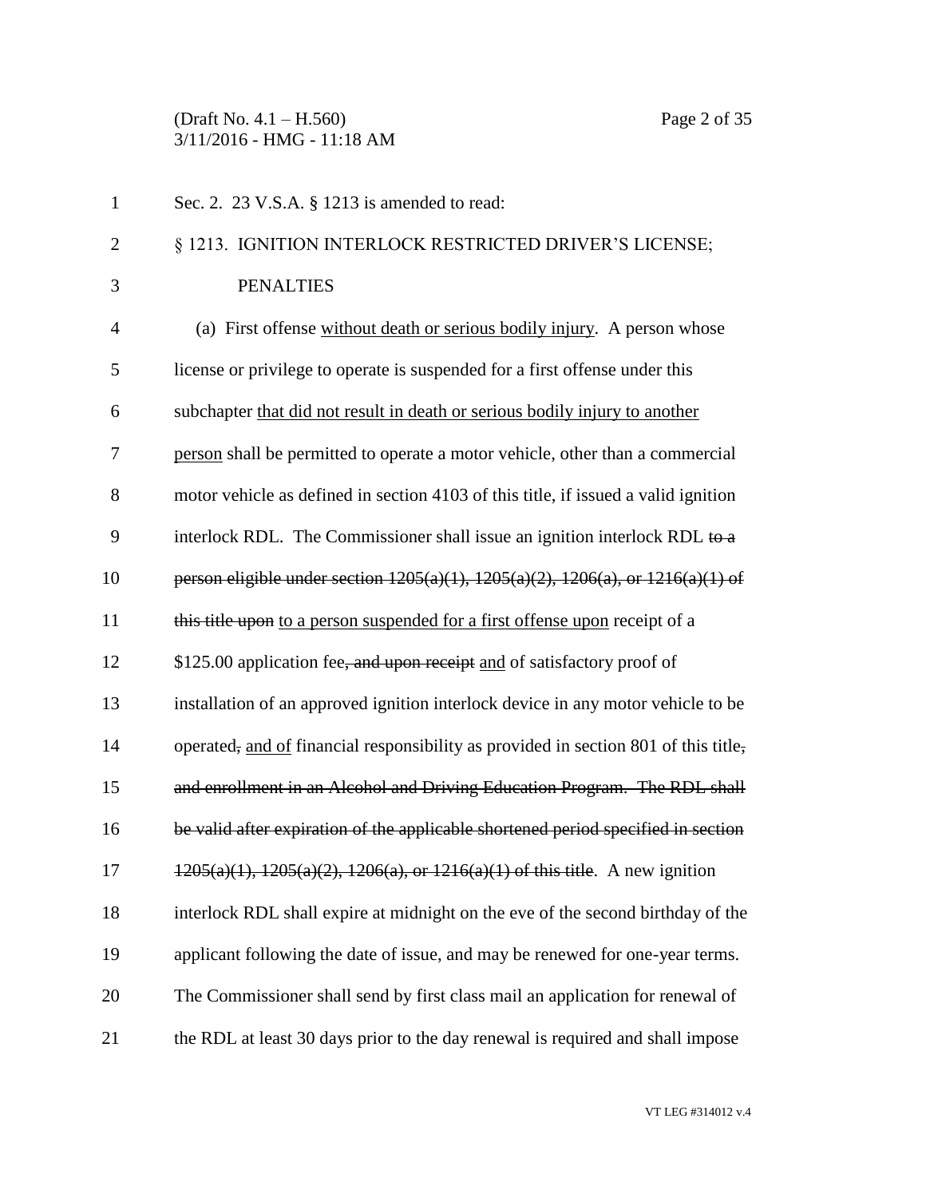Sec. 2. 23 V.S.A. § 1213 is amended to read:

§ 1213. IGNITION INTERLOCK RESTRICTED DRIVER'S LICENSE; PENALTIES

(a) First offense <u>without death or serious bodily injury</u>. A person whose license or privilege to operate is suspended for a first offense under this subchapter <u>that did not result in death or serious bodily injury to another person</u> shall be permitted to operate a motor vehicle, other than a commercial motor vehicle as defined in section 4103 of this title, if issued a valid ignition interlock RDL. The Commissioner shall issue an ignition interlock RDL ~~to a person eligible under section 1205(a)(1), 1205(a)(2), 1206(a), or 1216(a)(1) of this title upon~~ <u>to a person suspended for a first offense upon</u> receipt of a $125.00 application fee~~, and upon receipt~~ <u>and</u> of satisfactory proof of installation of an approved ignition interlock device in any motor vehicle to be operated~~,~~ <u>and of</u> financial responsibility as provided in section 801 of this title~~, and enrollment in an Alcohol and Driving Education Program. The RDL shall be valid after expiration of the applicable shortened period specified in section 1205(a)(1), 1205(a)(2), 1206(a), or 1216(a)(1) of this title~~. A new ignition interlock RDL shall expire at midnight on the eve of the second birthday of the applicant following the date of issue, and may be renewed for one-year terms. The Commissioner shall send by first class mail an application for renewal of the RDL at least 30 days prior to the day renewal is required and shall impose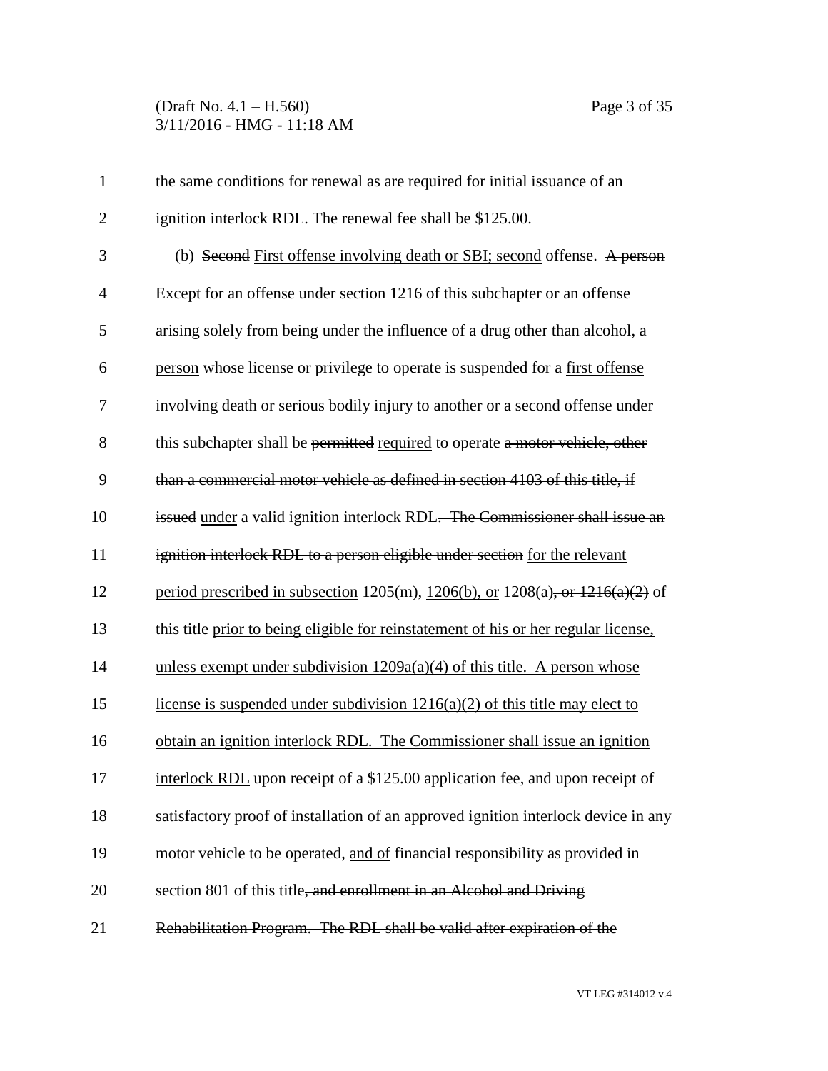the same conditions for renewal as are required for initial issuance of an ignition interlock RDL. The renewal fee shall be $125.00.

(b) ~~Second~~ <u>First offense involving death or SBI; second</u> offense. ~~A person~~ <u>Except for an offense under section 1216 of this subchapter or an offense arising solely from being under the influence of a drug other than alcohol, a person</u> whose license or privilege to operate is suspended for a <u>first offense involving death or serious bodily injury to another or a</u> second offense under this subchapter shall be ~~permitted~~ <u>required</u> to operate ~~a motor vehicle, other than a commercial motor vehicle as defined in section 4103 of this title, if issued~~ <u>under</u> a valid ignition interlock RDL~~. The Commissioner shall issue an ignition interlock RDL to a person eligible under section~~ <u>for the relevant period prescribed in subsection</u> 1205(m), <u>1206(b), or</u> 1208(a)~~, or 1216(a)(2)~~ of this title <u>prior to being eligible for reinstatement of his or her regular license, unless exempt under subdivision 1209a(a)(4) of this title. A person whose license is suspended under subdivision 1216(a)(2) of this title may elect to obtain an ignition interlock RDL. The Commissioner shall issue an ignition interlock RDL</u> upon receipt of a $125.00 application fee~~,~~ and upon receipt of satisfactory proof of installation of an approved ignition interlock device in any motor vehicle to be operated~~,~~ <u>and of</u> financial responsibility as provided in section 801 of this title~~, and enrollment in an Alcohol and Driving Rehabilitation Program. The RDL shall be valid after expiration of the~~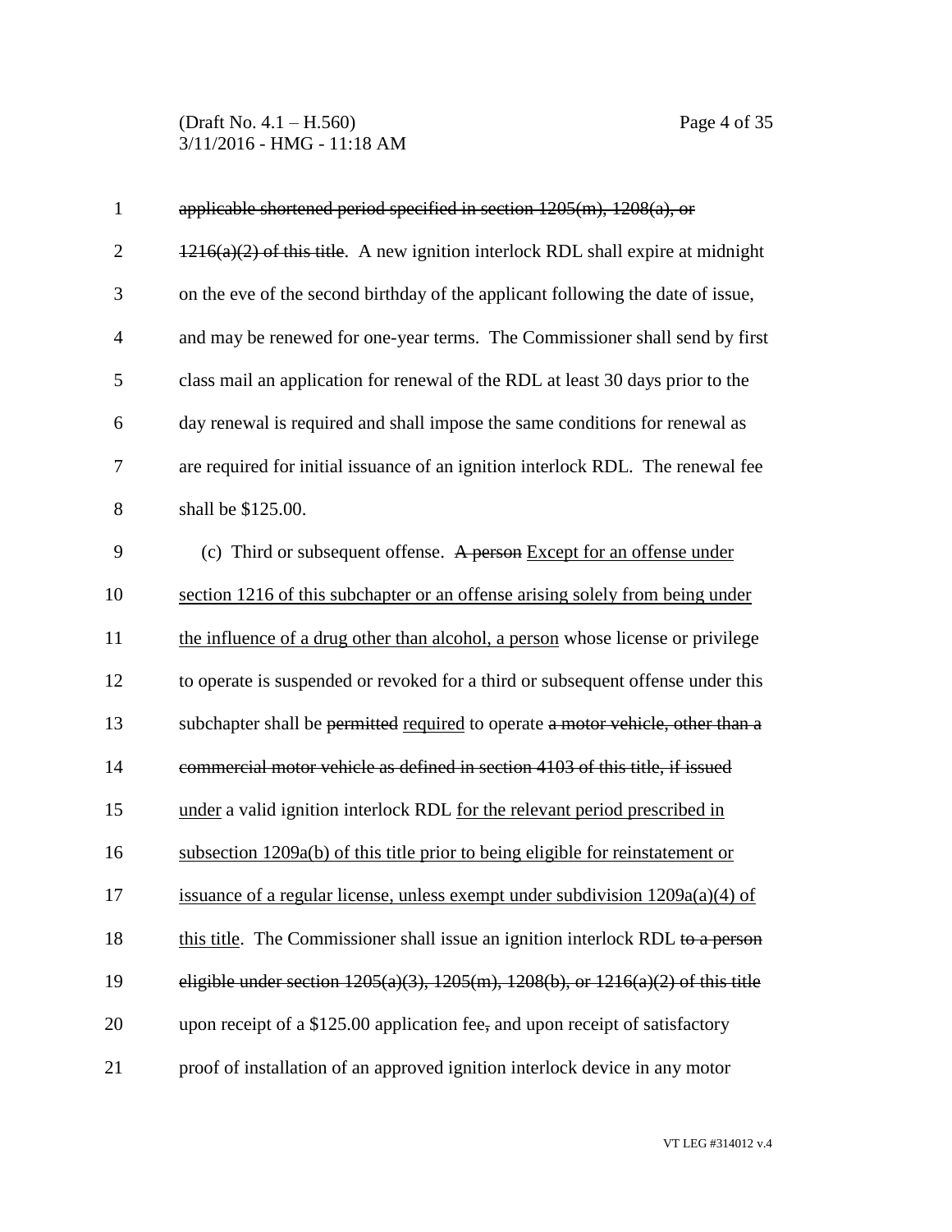applicable shortened period specified in section 1205(m), 1208(a), or 1216(a)(2) of this title. A new ignition interlock RDL shall expire at midnight on the eve of the second birthday of the applicant following the date of issue, and may be renewed for one-year terms. The Commissioner shall send by first class mail an application for renewal of the RDL at least 30 days prior to the day renewal is required and shall impose the same conditions for renewal as are required for initial issuance of an ignition interlock RDL. The renewal fee shall be $125.00.

(c) Third or subsequent offense. A person Except for an offense under section 1216 of this subchapter or an offense arising solely from being under the influence of a drug other than alcohol, a person whose license or privilege to operate is suspended or revoked for a third or subsequent offense under this subchapter shall be permitted required to operate a motor vehicle, other than a commercial motor vehicle as defined in section 4103 of this title, if issued under a valid ignition interlock RDL for the relevant period prescribed in subsection 1209a(b) of this title prior to being eligible for reinstatement or issuance of a regular license, unless exempt under subdivision 1209a(a)(4) of this title. The Commissioner shall issue an ignition interlock RDL to a person eligible under section 1205(a)(3), 1205(m), 1208(b), or 1216(a)(2) of this title upon receipt of a $125.00 application fee, and upon receipt of satisfactory proof of installation of an approved ignition interlock device in any motor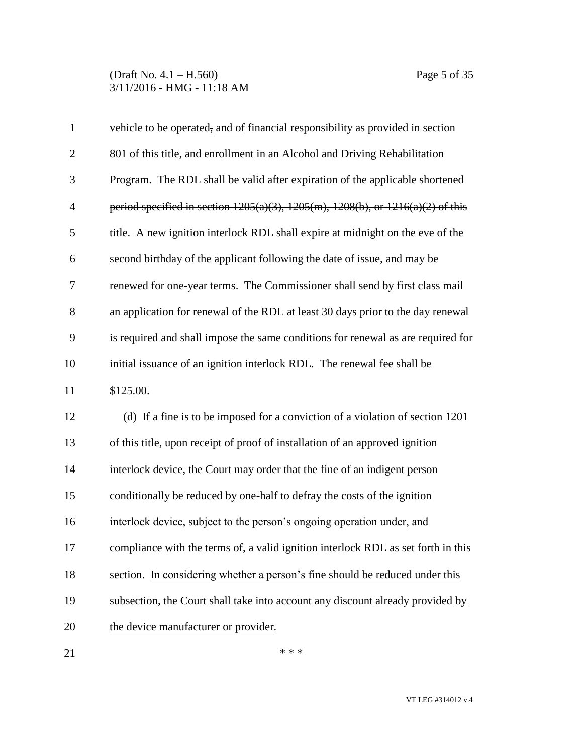vehicle to be operated~~,~~ <u>and of</u> financial responsibility as provided in section 801 of this title~~, and enrollment in an Alcohol and Driving Rehabilitation Program. The RDL shall be valid after expiration of the applicable shortened period specified in section 1205(a)(3), 1205(m), 1208(b), or 1216(a)(2) of this title~~. A new ignition interlock RDL shall expire at midnight on the eve of the second birthday of the applicant following the date of issue, and may be renewed for one-year terms. The Commissioner shall send by first class mail an application for renewal of the RDL at least 30 days prior to the day renewal is required and shall impose the same conditions for renewal as are required for initial issuance of an ignition interlock RDL. The renewal fee shall be $125.00.

(d) If a fine is to be imposed for a conviction of a violation of section 1201 of this title, upon receipt of proof of installation of an approved ignition interlock device, the Court may order that the fine of an indigent person conditionally be reduced by one-half to defray the costs of the ignition interlock device, subject to the person's ongoing operation under, and compliance with the terms of, a valid ignition interlock RDL as set forth in this section. <u>In considering whether a person's fine should be reduced under this subsection, the Court shall take into account any discount already provided by the device manufacturer or provider.</u>

\* \* \*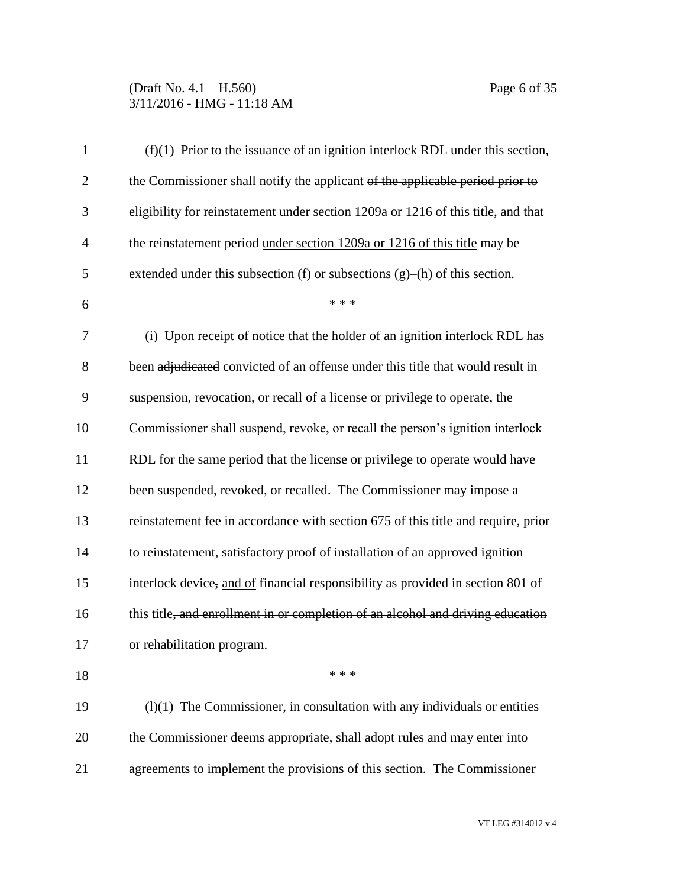(f)(1) Prior to the issuance of an ignition interlock RDL under this section, the Commissioner shall notify the applicant ~~of the applicable period prior to eligibility for reinstatement under section 1209a or 1216 of this title, and~~ that the reinstatement period <u>under section 1209a or 1216 of this title</u> may be extended under this subsection (f) or subsections (g)–(h) of this section.

\* \* \*

(i) Upon receipt of notice that the holder of an ignition interlock RDL has been ~~adjudicated~~ <u>convicted</u> of an offense under this title that would result in suspension, revocation, or recall of a license or privilege to operate, the Commissioner shall suspend, revoke, or recall the person's ignition interlock RDL for the same period that the license or privilege to operate would have been suspended, revoked, or recalled. The Commissioner may impose a reinstatement fee in accordance with section 675 of this title and require, prior to reinstatement, satisfactory proof of installation of an approved ignition interlock device~~,~~ <u>and of</u> financial responsibility as provided in section 801 of this title~~, and enrollment in or completion of an alcohol and driving education or rehabilitation program~~.

\* \* \*

(l)(1) The Commissioner, in consultation with any individuals or entities the Commissioner deems appropriate, shall adopt rules and may enter into agreements to implement the provisions of this section. <u>The Commissioner</u>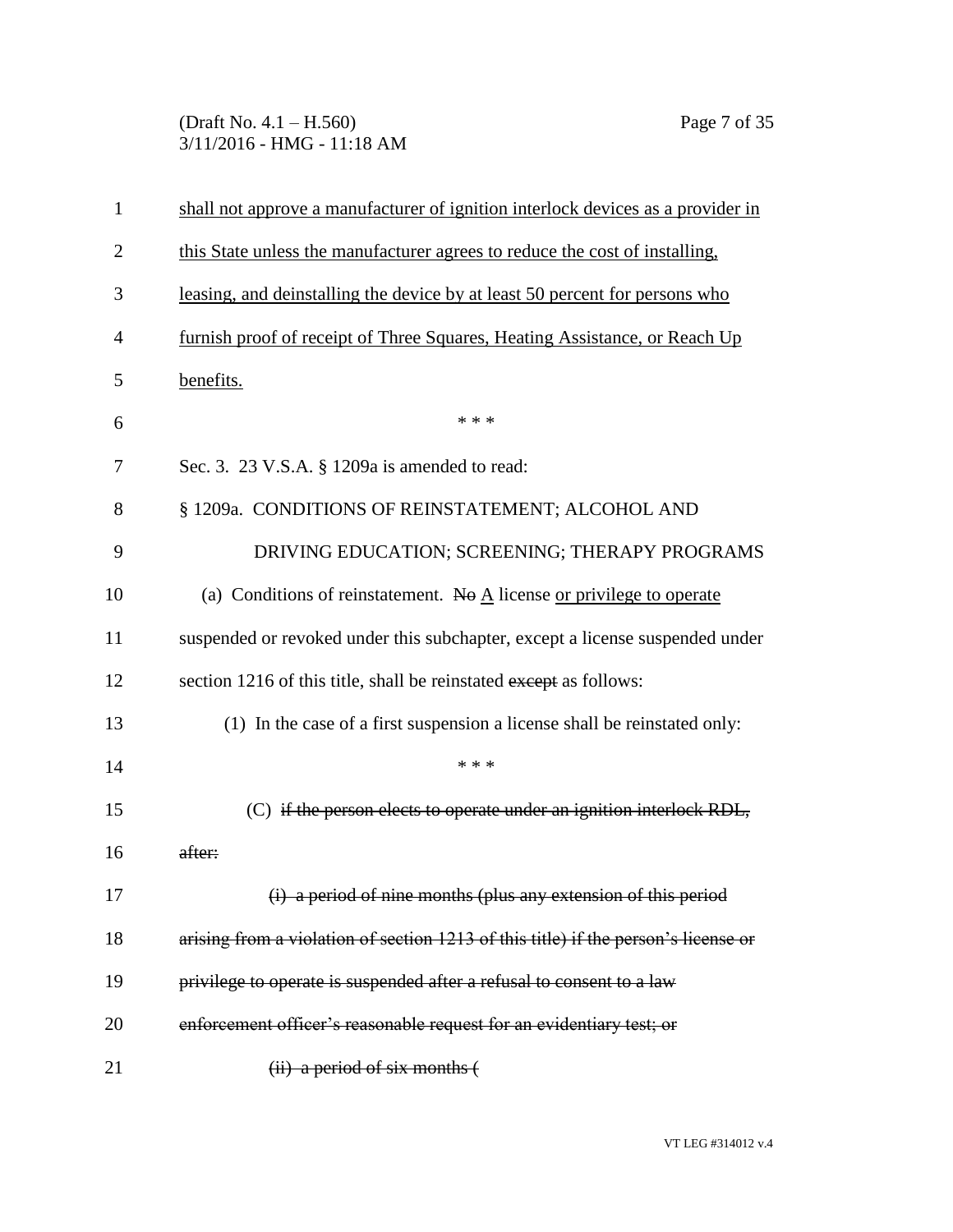<u>shall not approve a manufacturer of ignition interlock devices as a provider in this State unless the manufacturer agrees to reduce the cost of installing, leasing, and deinstalling the device by at least 50 percent for persons who furnish proof of receipt of Three Squares, Heating Assistance, or Reach Up benefits.</u>

\* \* \*

Sec. 3. 23 V.S.A. § 1209a is amended to read:

§ 1209a. CONDITIONS OF REINSTATEMENT; ALCOHOL AND DRIVING EDUCATION; SCREENING; THERAPY PROGRAMS

(a) Conditions of reinstatement. ~~No~~ <u>A</u> license <u>or privilege to operate</u> suspended or revoked under this subchapter, except a license suspended under section 1216 of this title, shall be reinstated ~~except~~ as follows:

(1) In the case of a first suspension a license shall be reinstated only:

\* \* \*

(C) ~~if the person elects to operate under an ignition interlock RDL, after:~~

~~(i) a period of nine months (plus any extension of this period arising from a violation of section 1213 of this title) if the person's license or privilege to operate is suspended after a refusal to consent to a law enforcement officer's reasonable request for an evidentiary test; or~~

~~(ii) a period of six months (~~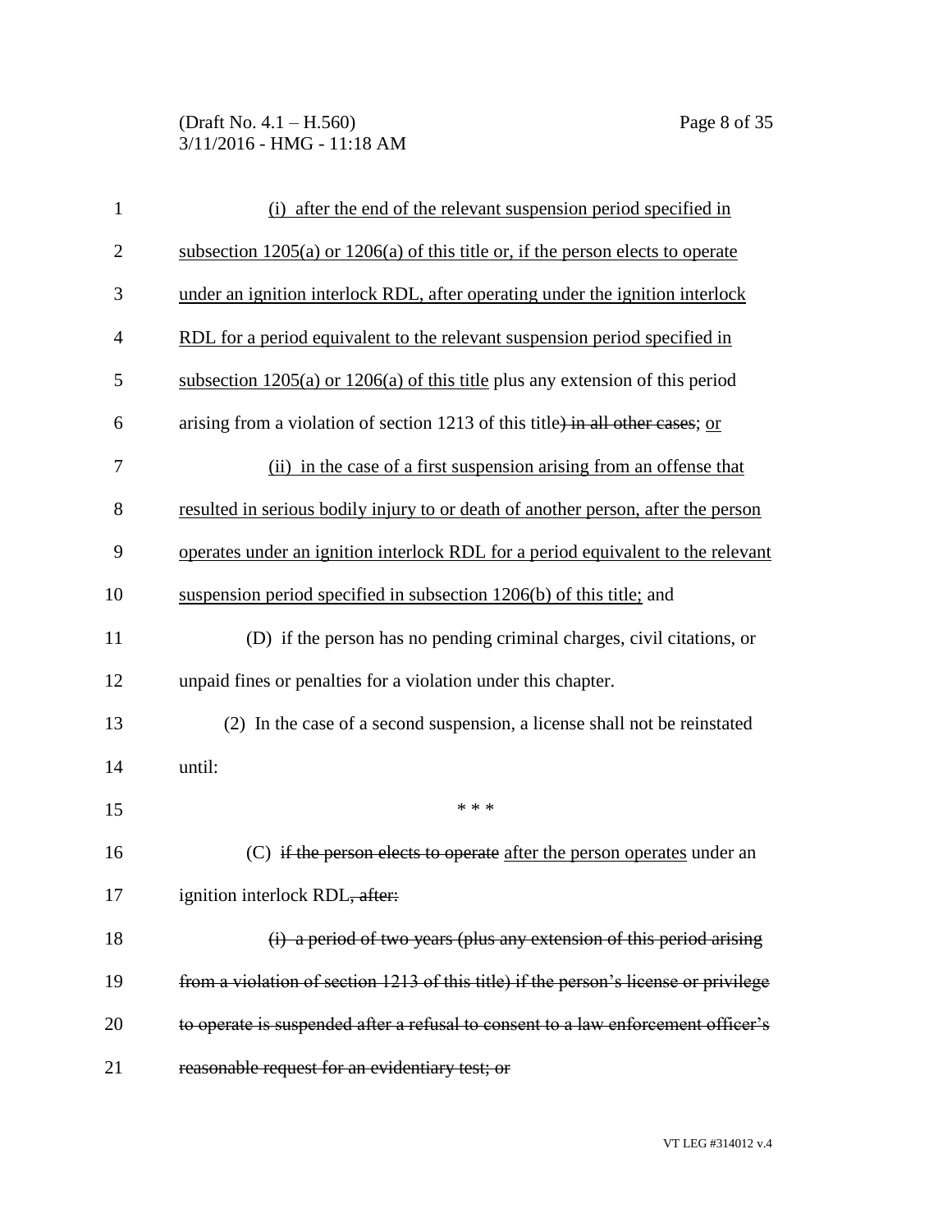(i) after the end of the relevant suspension period specified in subsection 1205(a) or 1206(a) of this title or, if the person elects to operate under an ignition interlock RDL, after operating under the ignition interlock RDL for a period equivalent to the relevant suspension period specified in subsection 1205(a) or 1206(a) of this title plus any extension of this period arising from a violation of section 1213 of this title~~) in all other cases~~; or

(ii) in the case of a first suspension arising from an offense that resulted in serious bodily injury to or death of another person, after the person operates under an ignition interlock RDL for a period equivalent to the relevant suspension period specified in subsection 1206(b) of this title; and

(D) if the person has no pending criminal charges, civil citations, or unpaid fines or penalties for a violation under this chapter.

(2) In the case of a second suspension, a license shall not be reinstated until:

\* \* \*

(C) ~~if the person elects to operate~~ after the person operates under an ignition interlock RDL~~, after:~~

~~(i) a period of two years (plus any extension of this period arising from a violation of section 1213 of this title) if the person's license or privilege to operate is suspended after a refusal to consent to a law enforcement officer's reasonable request for an evidentiary test; or~~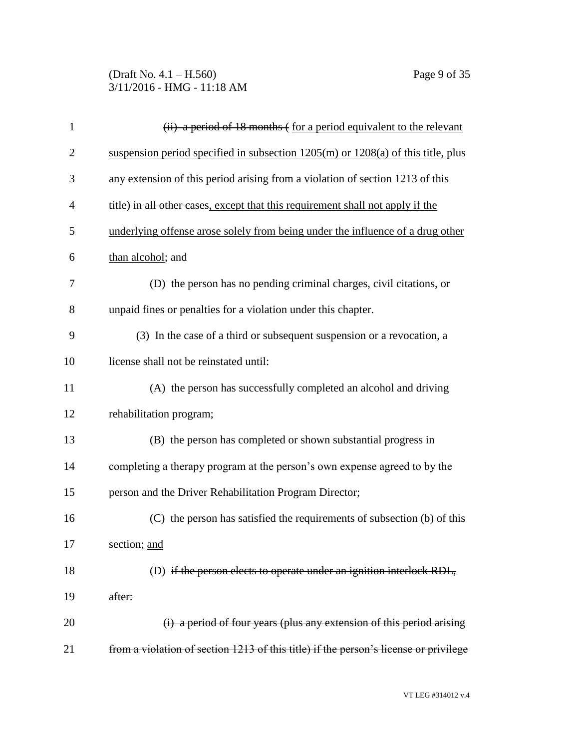~~(ii) a period of 18 months (~~ for a period equivalent to the relevant suspension period specified in subsection 1205(m) or 1208(a) of this title, plus any extension of this period arising from a violation of section 1213 of this title~~) in all other cases~~, except that this requirement shall not apply if the underlying offense arose solely from being under the influence of a drug other than alcohol; and

(D) the person has no pending criminal charges, civil citations, or unpaid fines or penalties for a violation under this chapter.

(3) In the case of a third or subsequent suspension or a revocation, a license shall not be reinstated until:

(A) the person has successfully completed an alcohol and driving rehabilitation program;

(B) the person has completed or shown substantial progress in completing a therapy program at the person's own expense agreed to by the person and the Driver Rehabilitation Program Director;

(C) the person has satisfied the requirements of subsection (b) of this section; and

(D) ~~if the person elects to operate under an ignition interlock RDL, after:~~

~~(i) a period of four years (plus any extension of this period arising from a violation of section 1213 of this title) if the person's license or privilege~~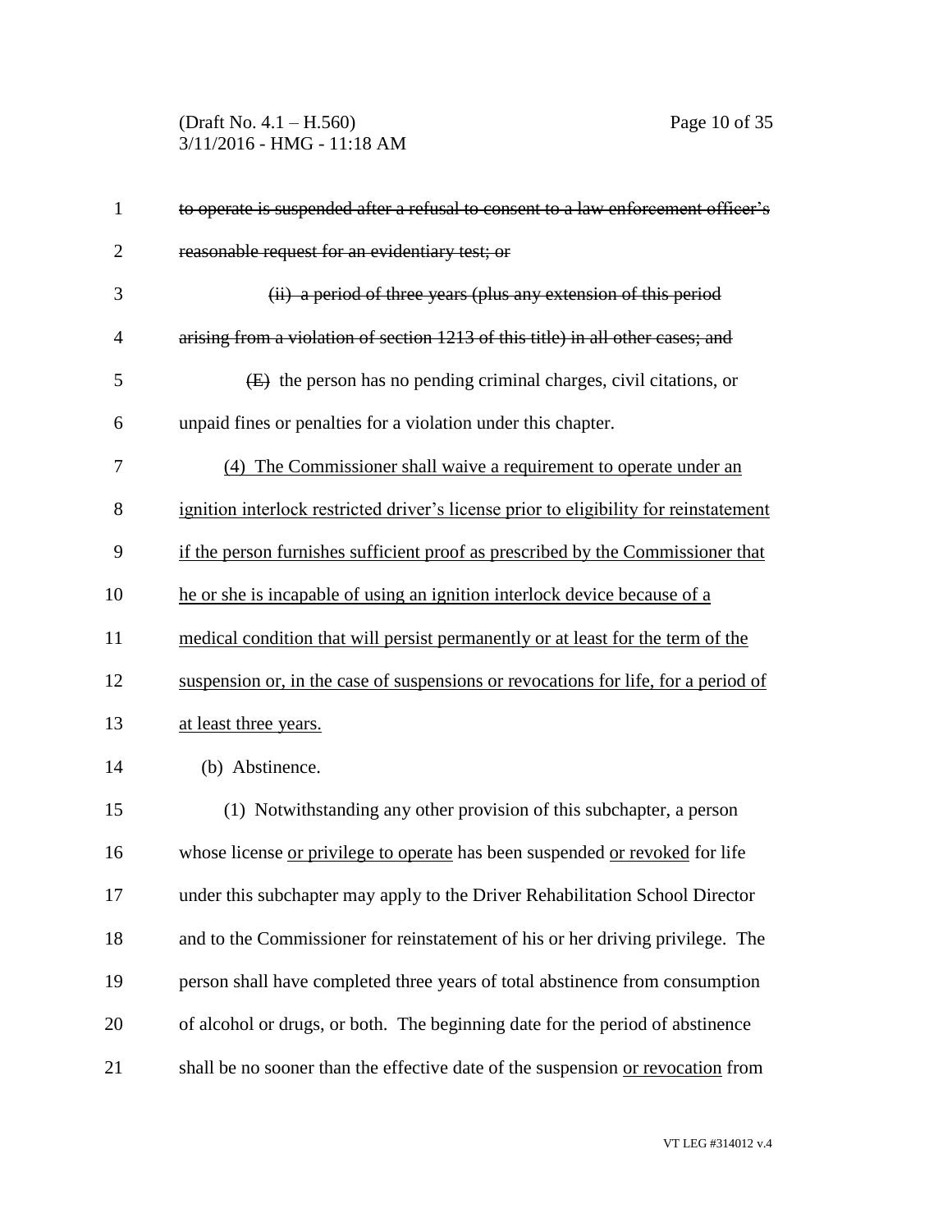~~to operate is suspended after a refusal to consent to a law enforcement officer's reasonable request for an evidentiary test; or~~

~~(ii) a period of three years (plus any extension of this period arising from a violation of section 1213 of this title) in all other cases; and~~

~~(E)~~ the person has no pending criminal charges, civil citations, or unpaid fines or penalties for a violation under this chapter.

<u>(4) The Commissioner shall waive a requirement to operate under an ignition interlock restricted driver's license prior to eligibility for reinstatement if the person furnishes sufficient proof as prescribed by the Commissioner that he or she is incapable of using an ignition interlock device because of a medical condition that will persist permanently or at least for the term of the suspension or, in the case of suspensions or revocations for life, for a period of at least three years.</u>

(b) Abstinence.

(1) Notwithstanding any other provision of this subchapter, a person whose license <u>or privilege to operate</u> has been suspended <u>or revoked</u> for life under this subchapter may apply to the Driver Rehabilitation School Director and to the Commissioner for reinstatement of his or her driving privilege. The person shall have completed three years of total abstinence from consumption of alcohol or drugs, or both. The beginning date for the period of abstinence shall be no sooner than the effective date of the suspension <u>or revocation</u> from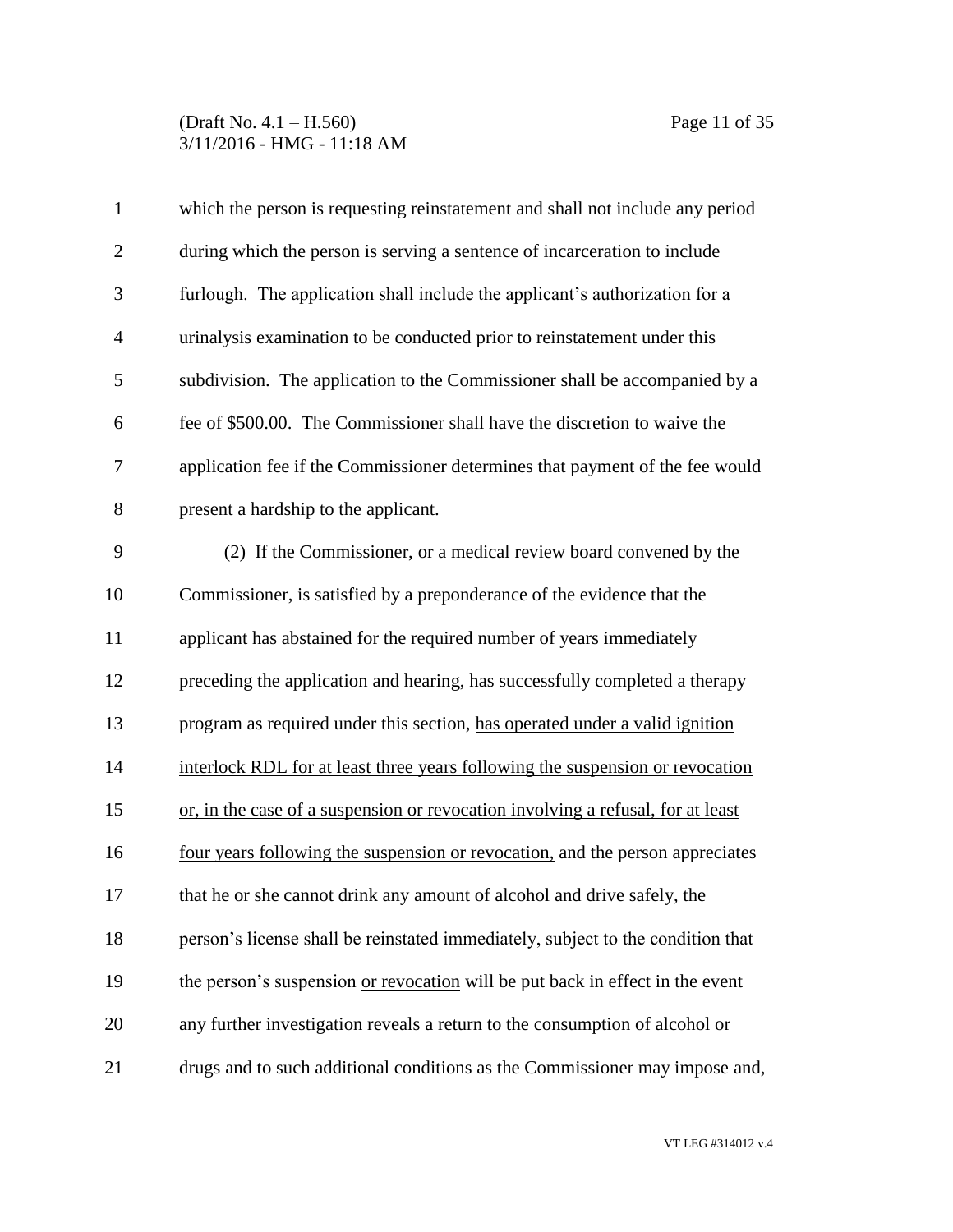which the person is requesting reinstatement and shall not include any period during which the person is serving a sentence of incarceration to include furlough. The application shall include the applicant's authorization for a urinalysis examination to be conducted prior to reinstatement under this subdivision. The application to the Commissioner shall be accompanied by a fee of $500.00. The Commissioner shall have the discretion to waive the application fee if the Commissioner determines that payment of the fee would present a hardship to the applicant.

(2) If the Commissioner, or a medical review board convened by the Commissioner, is satisfied by a preponderance of the evidence that the applicant has abstained for the required number of years immediately preceding the application and hearing, has successfully completed a therapy program as required under this section, has operated under a valid ignition interlock RDL for at least three years following the suspension or revocation or, in the case of a suspension or revocation involving a refusal, for at least four years following the suspension or revocation, and the person appreciates that he or she cannot drink any amount of alcohol and drive safely, the person's license shall be reinstated immediately, subject to the condition that the person's suspension or revocation will be put back in effect in the event any further investigation reveals a return to the consumption of alcohol or drugs and to such additional conditions as the Commissioner may impose ~~and,~~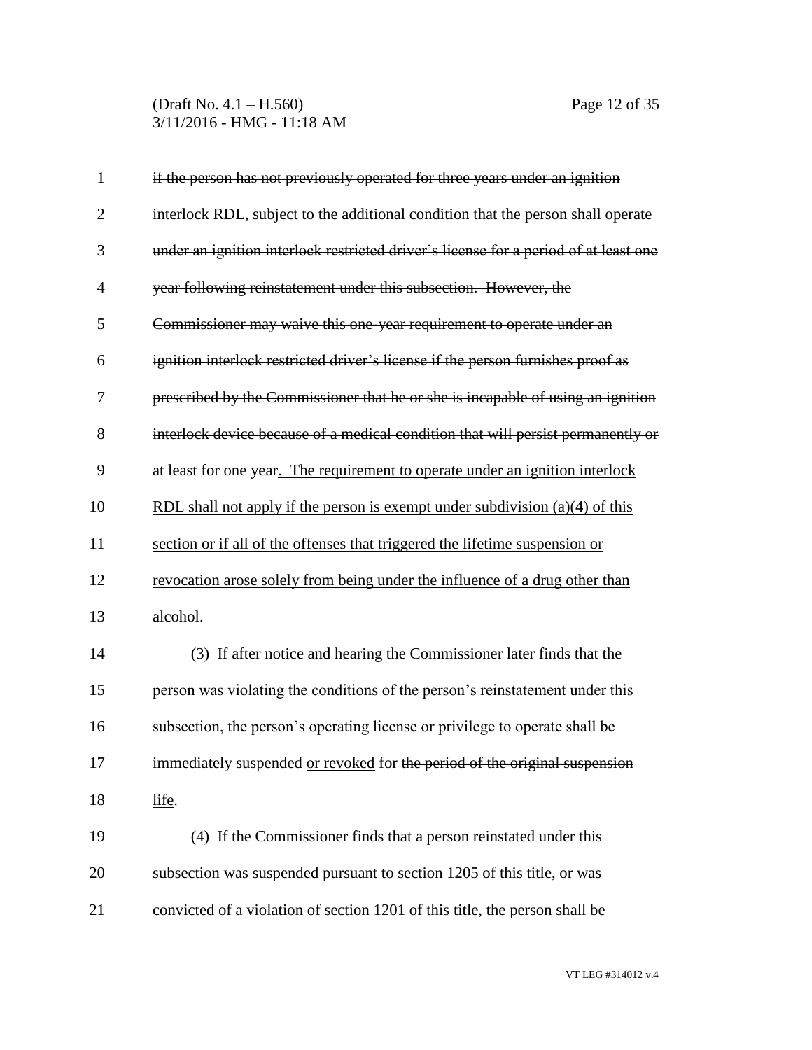~~if the person has not previously operated for three years under an ignition interlock RDL, subject to the additional condition that the person shall operate under an ignition interlock restricted driver's license for a period of at least one year following reinstatement under this subsection. However, the Commissioner may waive this one-year requirement to operate under an ignition interlock restricted driver's license if the person furnishes proof as prescribed by the Commissioner that he or she is incapable of using an ignition interlock device because of a medical condition that will persist permanently or at least for one year~~<u>. The requirement to operate under an ignition interlock RDL shall not apply if the person is exempt under subdivision (a)(4) of this section or if all of the offenses that triggered the lifetime suspension or revocation arose solely from being under the influence of a drug other than alcohol</u>.

(3) If after notice and hearing the Commissioner later finds that the person was violating the conditions of the person's reinstatement under this subsection, the person's operating license or privilege to operate shall be immediately suspended <u>or revoked</u> for ~~the period of the original suspension~~ <u>life</u>.

(4) If the Commissioner finds that a person reinstated under this subsection was suspended pursuant to section 1205 of this title, or was convicted of a violation of section 1201 of this title, the person shall be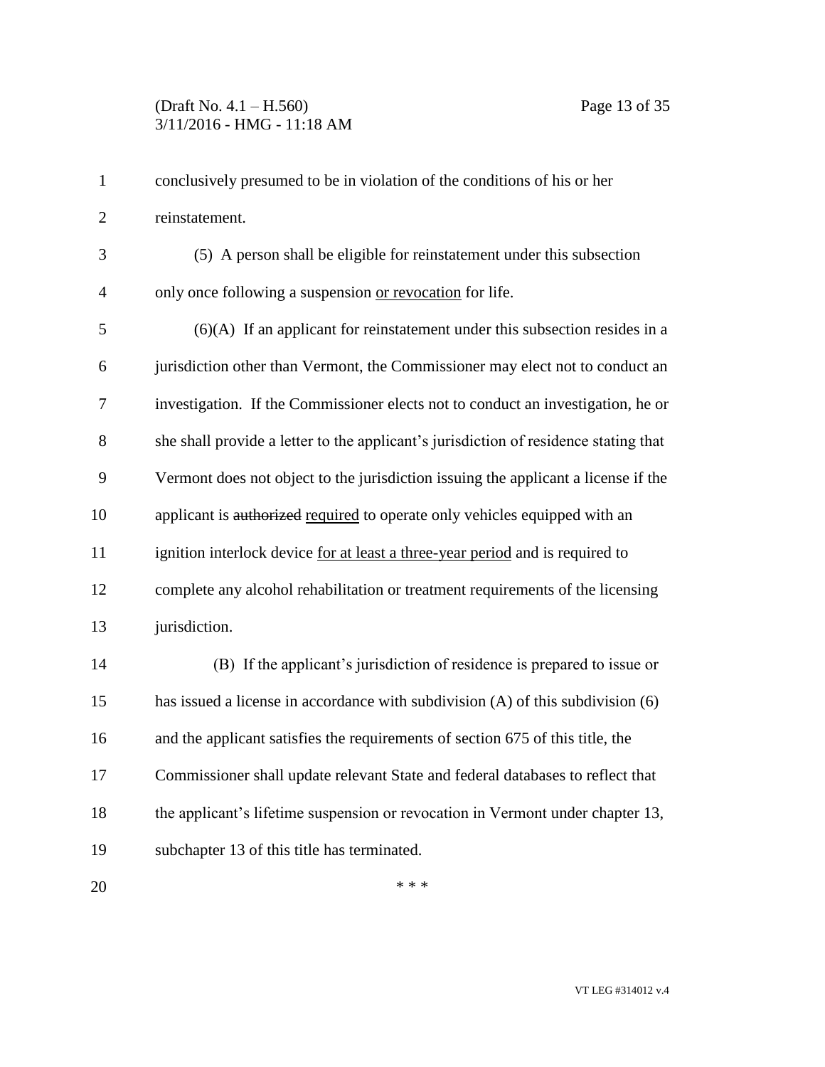conclusively presumed to be in violation of the conditions of his or her reinstatement.

(5) A person shall be eligible for reinstatement under this subsection only once following a suspension <u>or revocation</u> for life.

(6)(A) If an applicant for reinstatement under this subsection resides in a jurisdiction other than Vermont, the Commissioner may elect not to conduct an investigation. If the Commissioner elects not to conduct an investigation, he or she shall provide a letter to the applicant's jurisdiction of residence stating that Vermont does not object to the jurisdiction issuing the applicant a license if the applicant is ~~authorized~~ <u>required</u> to operate only vehicles equipped with an ignition interlock device <u>for at least a three-year period</u> and is required to complete any alcohol rehabilitation or treatment requirements of the licensing jurisdiction.

(B) If the applicant's jurisdiction of residence is prepared to issue or has issued a license in accordance with subdivision (A) of this subdivision (6) and the applicant satisfies the requirements of section 675 of this title, the Commissioner shall update relevant State and federal databases to reflect that the applicant's lifetime suspension or revocation in Vermont under chapter 13, subchapter 13 of this title has terminated.

\* \* \*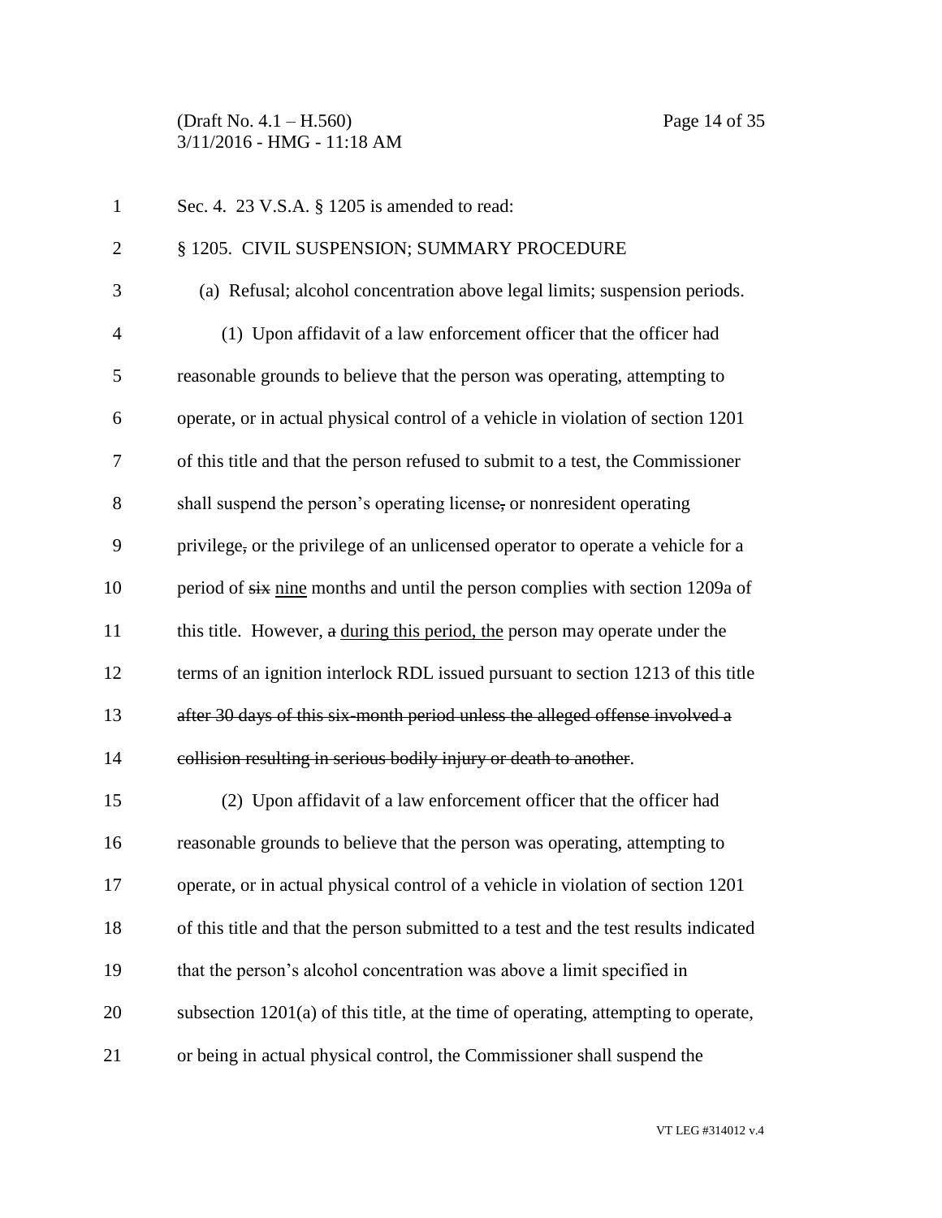Sec. 4. 23 V.S.A. § 1205 is amended to read:

§ 1205. CIVIL SUSPENSION; SUMMARY PROCEDURE

(a) Refusal; alcohol concentration above legal limits; suspension periods.

(1) Upon affidavit of a law enforcement officer that the officer had reasonable grounds to believe that the person was operating, attempting to operate, or in actual physical control of a vehicle in violation of section 1201 of this title and that the person refused to submit to a test, the Commissioner shall suspend the person's operating license~~,~~ or nonresident operating privilege~~,~~ or the privilege of an unlicensed operator to operate a vehicle for a period of ~~six~~ <u>nine</u> months and until the person complies with section 1209a of this title. However, ~~a~~ <u>during this period, the</u> person may operate under the terms of an ignition interlock RDL issued pursuant to section 1213 of this title ~~after 30 days of this six-month period unless the alleged offense involved a collision resulting in serious bodily injury or death to another~~.

(2) Upon affidavit of a law enforcement officer that the officer had reasonable grounds to believe that the person was operating, attempting to operate, or in actual physical control of a vehicle in violation of section 1201 of this title and that the person submitted to a test and the test results indicated that the person's alcohol concentration was above a limit specified in subsection 1201(a) of this title, at the time of operating, attempting to operate, or being in actual physical control, the Commissioner shall suspend the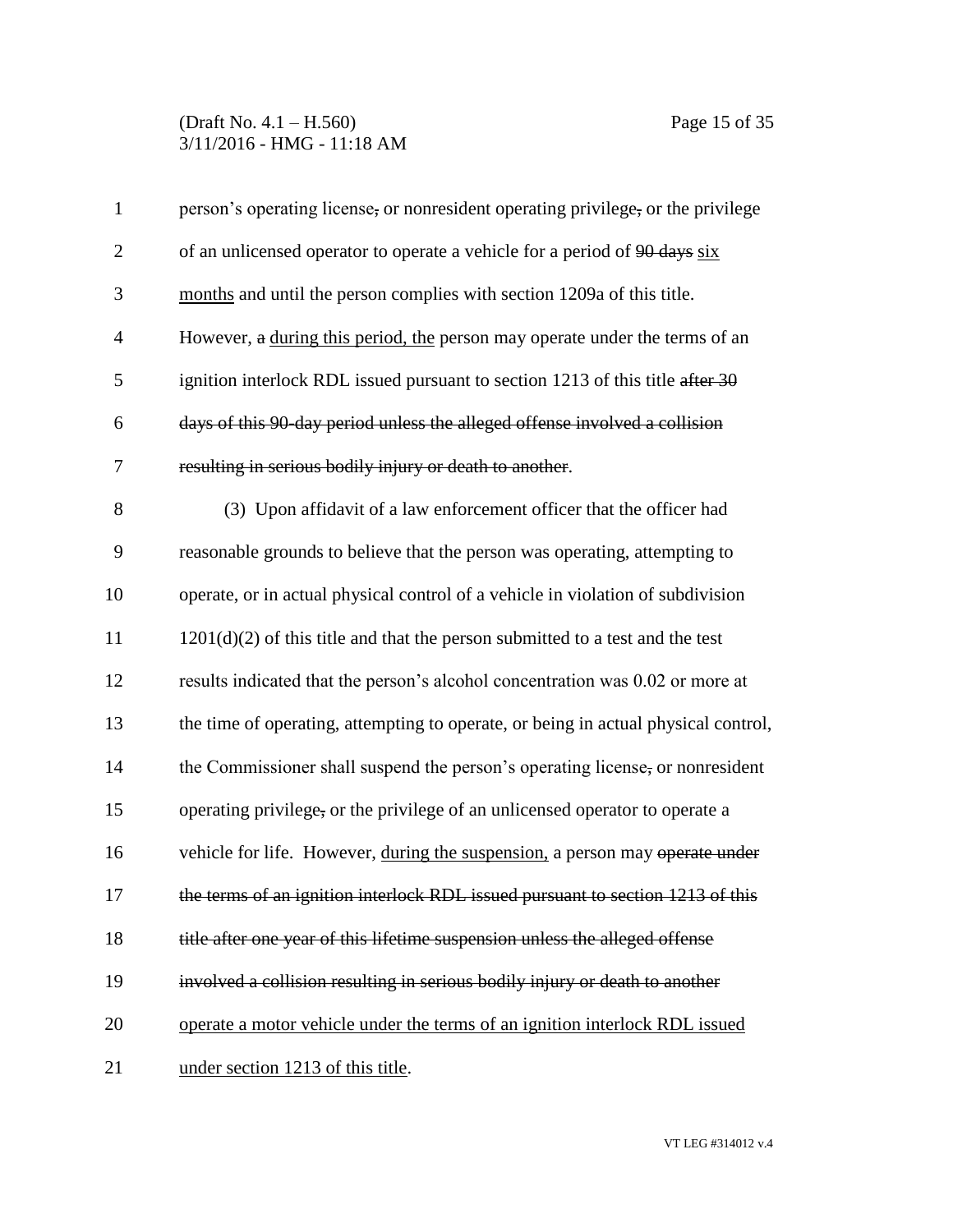person's operating license~~,~~ or nonresident operating privilege~~,~~ or the privilege of an unlicensed operator to operate a vehicle for a period of ~~90 days~~ <u>six months</u> and until the person complies with section 1209a of this title. However, ~~a~~ <u>during this period, the</u> person may operate under the terms of an ignition interlock RDL issued pursuant to section 1213 of this title ~~after 30 days of this 90-day period unless the alleged offense involved a collision resulting in serious bodily injury or death to another~~.

(3) Upon affidavit of a law enforcement officer that the officer had reasonable grounds to believe that the person was operating, attempting to operate, or in actual physical control of a vehicle in violation of subdivision 1201(d)(2) of this title and that the person submitted to a test and the test results indicated that the person's alcohol concentration was 0.02 or more at the time of operating, attempting to operate, or being in actual physical control, the Commissioner shall suspend the person's operating license~~,~~ or nonresident operating privilege~~,~~ or the privilege of an unlicensed operator to operate a vehicle for life. However, <u>during the suspension,</u> a person may ~~operate under the terms of an ignition interlock RDL issued pursuant to section 1213 of this title after one year of this lifetime suspension unless the alleged offense involved a collision resulting in serious bodily injury or death to another~~ <u>operate a motor vehicle under the terms of an ignition interlock RDL issued under section 1213 of this title</u>.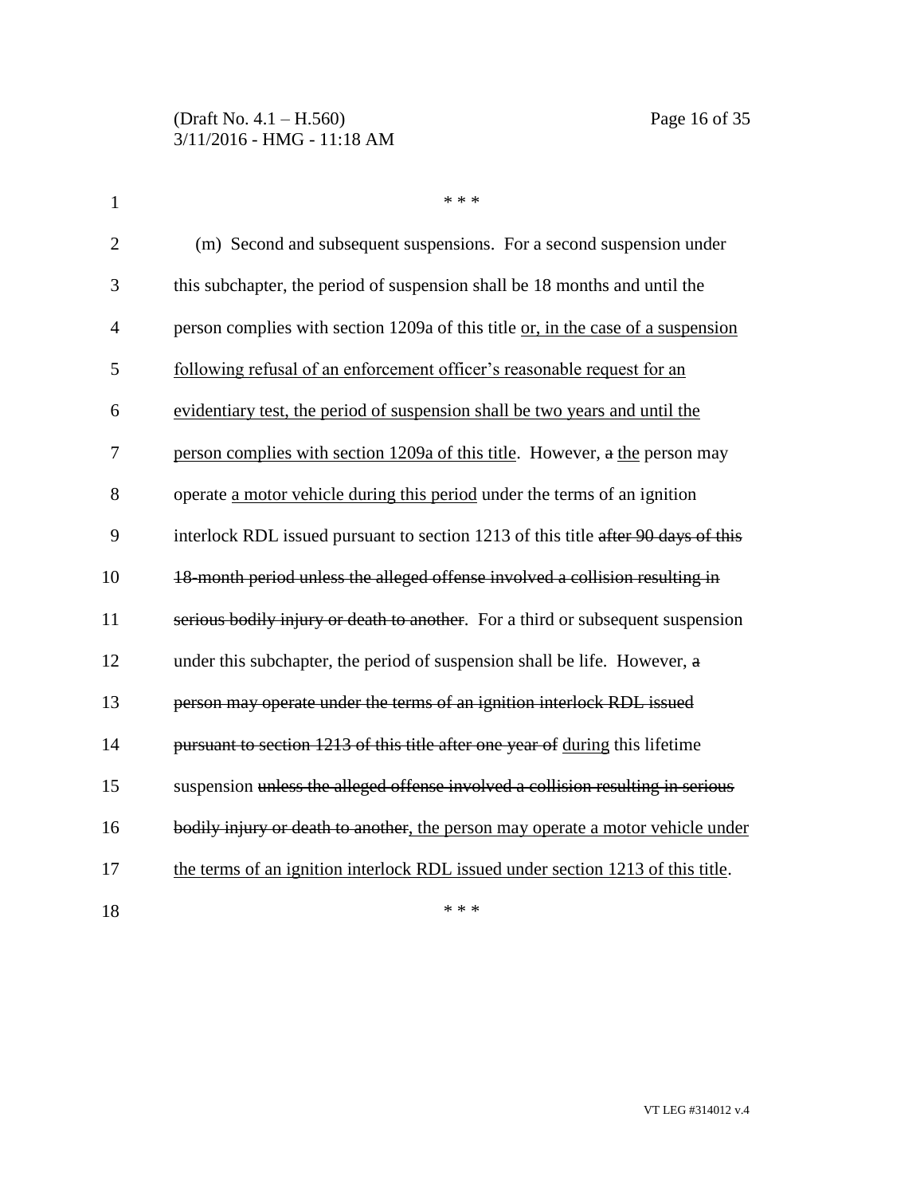\* \* \*

(m) Second and subsequent suspensions. For a second suspension under this subchapter, the period of suspension shall be 18 months and until the person complies with section 1209a of this title <u>or, in the case of a suspension following refusal of an enforcement officer's reasonable request for an evidentiary test, the period of suspension shall be two years and until the person complies with section 1209a of this title</u>. However, ~~a~~ <u>the</u> person may operate <u>a motor vehicle during this period</u> under the terms of an ignition interlock RDL issued pursuant to section 1213 of this title ~~after 90 days of this 18-month period unless the alleged offense involved a collision resulting in serious bodily injury or death to another~~. For a third or subsequent suspension under this subchapter, the period of suspension shall be life. However, ~~a person may operate under the terms of an ignition interlock RDL issued pursuant to section 1213 of this title after one year of~~ <u>during</u> this lifetime suspension ~~unless the alleged offense involved a collision resulting in serious bodily injury or death to another~~<u>, the person may operate a motor vehicle under the terms of an ignition interlock RDL issued under section 1213 of this title</u>.

\* \* \*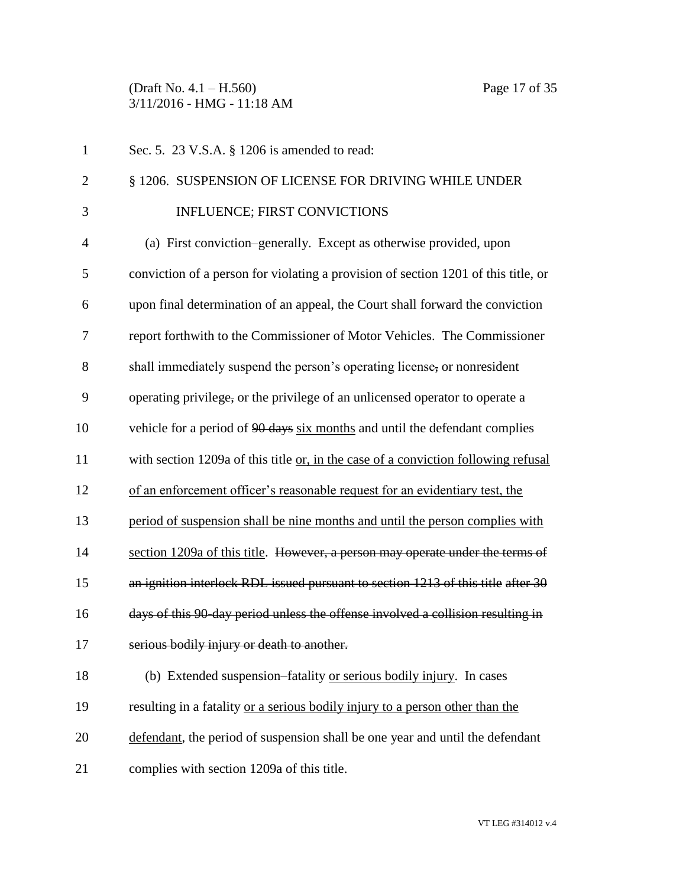Sec. 5. 23 V.S.A. § 1206 is amended to read:

§ 1206. SUSPENSION OF LICENSE FOR DRIVING WHILE UNDER INFLUENCE; FIRST CONVICTIONS

(a) First conviction–generally. Except as otherwise provided, upon conviction of a person for violating a provision of section 1201 of this title, or upon final determination of an appeal, the Court shall forward the conviction report forthwith to the Commissioner of Motor Vehicles. The Commissioner shall immediately suspend the person's operating license~~,~~ or nonresident operating privilege~~,~~ or the privilege of an unlicensed operator to operate a vehicle for a period of ~~90 days~~ <u>six months</u> and until the defendant complies with section 1209a of this title <u>or, in the case of a conviction following refusal of an enforcement officer's reasonable request for an evidentiary test, the period of suspension shall be nine months and until the person complies with section 1209a of this title</u>. ~~However, a person may operate under the terms of an ignition interlock RDL issued pursuant to section 1213 of this title after 30 days of this 90-day period unless the offense involved a collision resulting in serious bodily injury or death to another.~~

(b) Extended suspension–fatality <u>or serious bodily injury</u>. In cases resulting in a fatality <u>or a serious bodily injury to a person other than the defendant</u>, the period of suspension shall be one year and until the defendant complies with section 1209a of this title.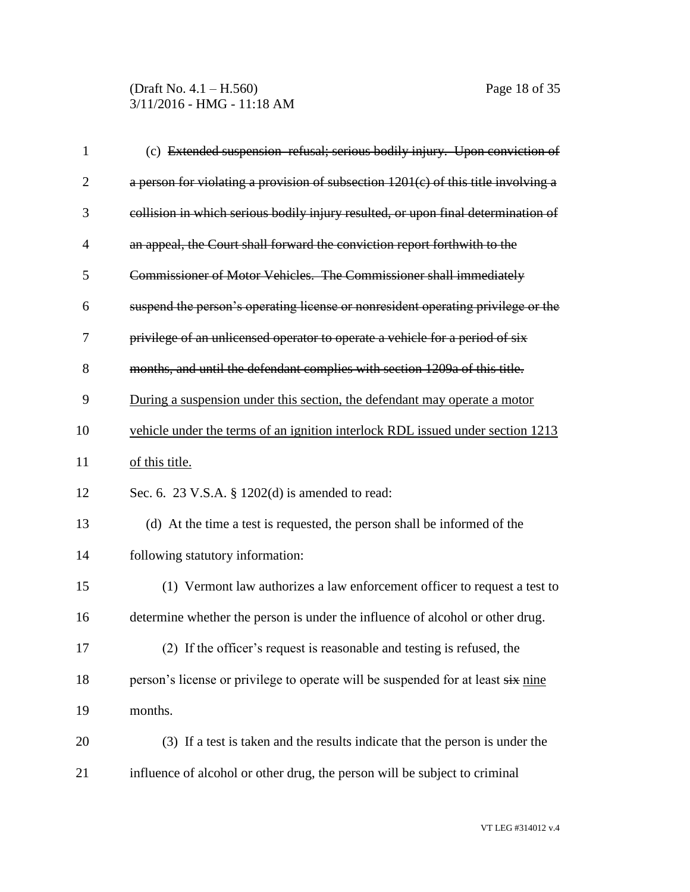(c) ~~Extended suspension-refusal; serious bodily injury. Upon conviction of a person for violating a provision of subsection 1201(c) of this title involving a collision in which serious bodily injury resulted, or upon final determination of an appeal, the Court shall forward the conviction report forthwith to the Commissioner of Motor Vehicles. The Commissioner shall immediately suspend the person's operating license or nonresident operating privilege or the privilege of an unlicensed operator to operate a vehicle for a period of six months, and until the defendant complies with section 1209a of this title.~~ <u>During a suspension under this section, the defendant may operate a motor vehicle under the terms of an ignition interlock RDL issued under section 1213 of this title.</u>

Sec. 6. 23 V.S.A. § 1202(d) is amended to read:

(d) At the time a test is requested, the person shall be informed of the following statutory information:

(1) Vermont law authorizes a law enforcement officer to request a test to determine whether the person is under the influence of alcohol or other drug.

(2) If the officer's request is reasonable and testing is refused, the person's license or privilege to operate will be suspended for at least ~~six~~ <u>nine</u> months.

(3) If a test is taken and the results indicate that the person is under the influence of alcohol or other drug, the person will be subject to criminal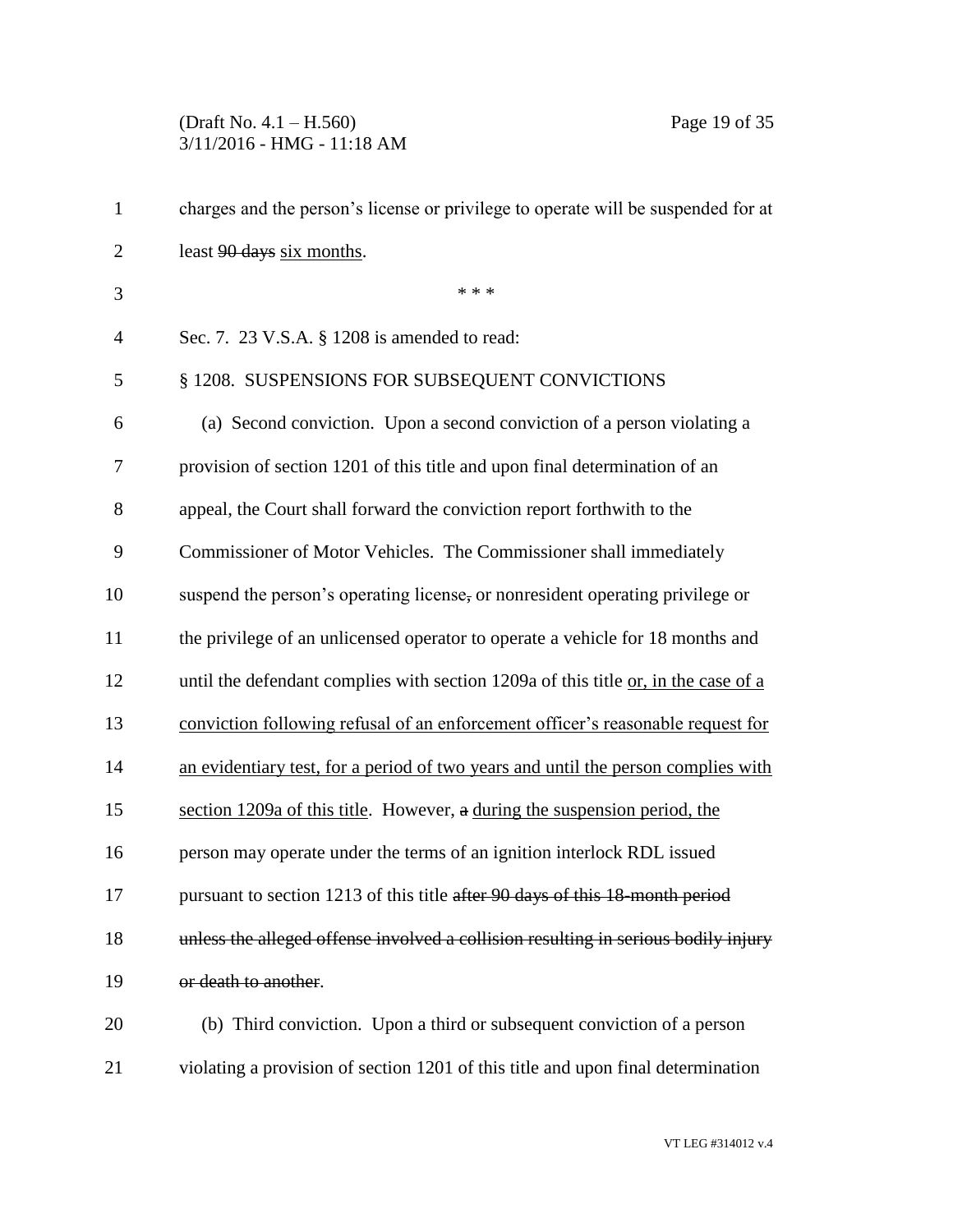charges and the person's license or privilege to operate will be suspended for at least ~~90 days~~ six months.

\* \* \*

Sec. 7. 23 V.S.A. § 1208 is amended to read:

§ 1208. SUSPENSIONS FOR SUBSEQUENT CONVICTIONS

(a) Second conviction. Upon a second conviction of a person violating a provision of section 1201 of this title and upon final determination of an appeal, the Court shall forward the conviction report forthwith to the Commissioner of Motor Vehicles. The Commissioner shall immediately suspend the person's operating license~~,~~ or nonresident operating privilege or the privilege of an unlicensed operator to operate a vehicle for 18 months and until the defendant complies with section 1209a of this title <u>or, in the case of a conviction following refusal of an enforcement officer's reasonable request for an evidentiary test, for a period of two years and until the person complies with section 1209a of this title</u>. However, ~~a~~ <u>during the suspension period, the</u> person may operate under the terms of an ignition interlock RDL issued pursuant to section 1213 of this title ~~after 90 days of this 18-month period unless the alleged offense involved a collision resulting in serious bodily injury or death to another~~.

(b) Third conviction. Upon a third or subsequent conviction of a person violating a provision of section 1201 of this title and upon final determination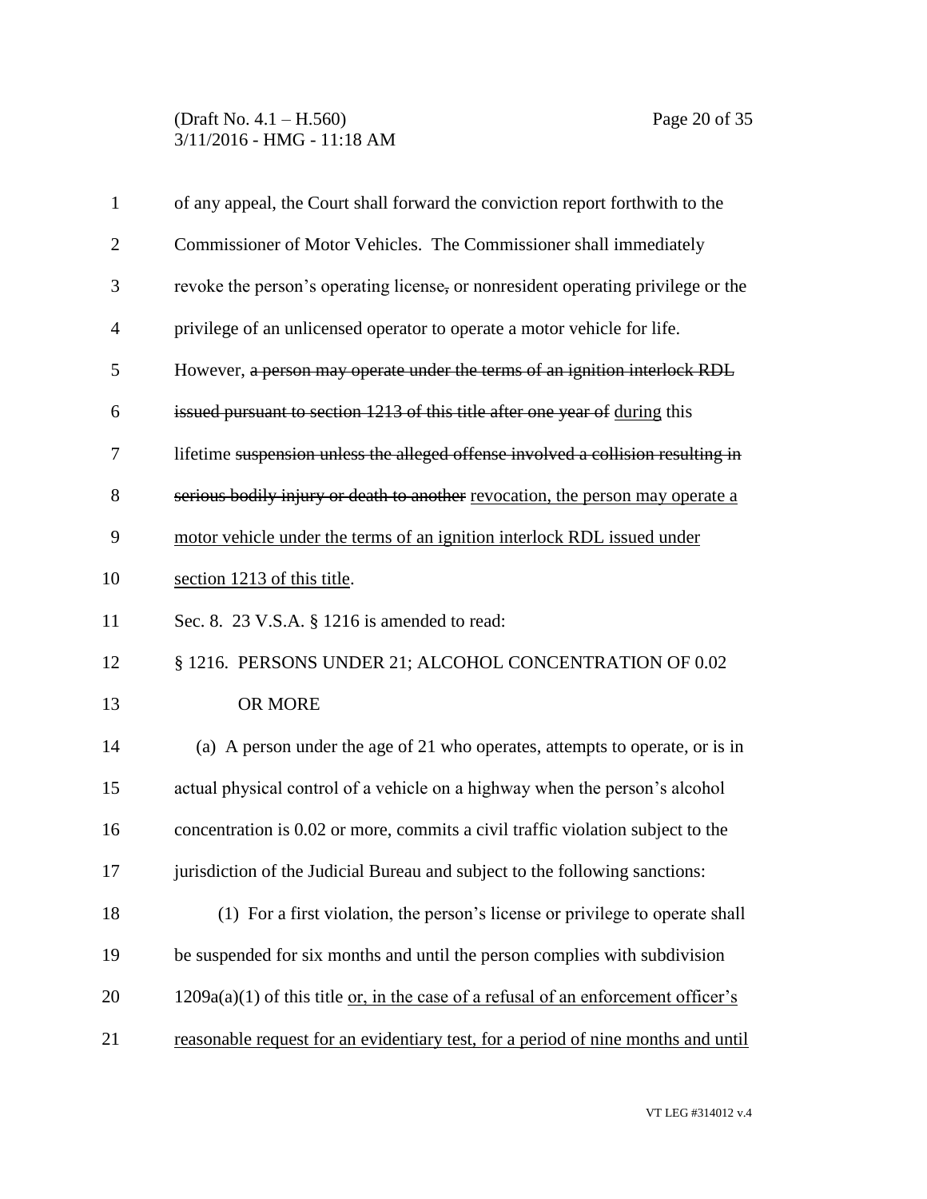of any appeal, the Court shall forward the conviction report forthwith to the Commissioner of Motor Vehicles. The Commissioner shall immediately revoke the person's operating license~~,~~ or nonresident operating privilege or the privilege of an unlicensed operator to operate a motor vehicle for life. However, ~~a person may operate under the terms of an ignition interlock RDL issued pursuant to section 1213 of this title after one year of~~ <u>during</u> this lifetime ~~suspension unless the alleged offense involved a collision resulting in serious bodily injury or death to another~~ <u>revocation, the person may operate a motor vehicle under the terms of an ignition interlock RDL issued under section 1213 of this title</u>.

Sec. 8. 23 V.S.A. § 1216 is amended to read:

§ 1216. PERSONS UNDER 21; ALCOHOL CONCENTRATION OF 0.02 OR MORE

(a) A person under the age of 21 who operates, attempts to operate, or is in actual physical control of a vehicle on a highway when the person's alcohol concentration is 0.02 or more, commits a civil traffic violation subject to the jurisdiction of the Judicial Bureau and subject to the following sanctions:

(1) For a first violation, the person's license or privilege to operate shall be suspended for six months and until the person complies with subdivision 1209a(a)(1) of this title <u>or, in the case of a refusal of an enforcement officer's reasonable request for an evidentiary test, for a period of nine months and until</u>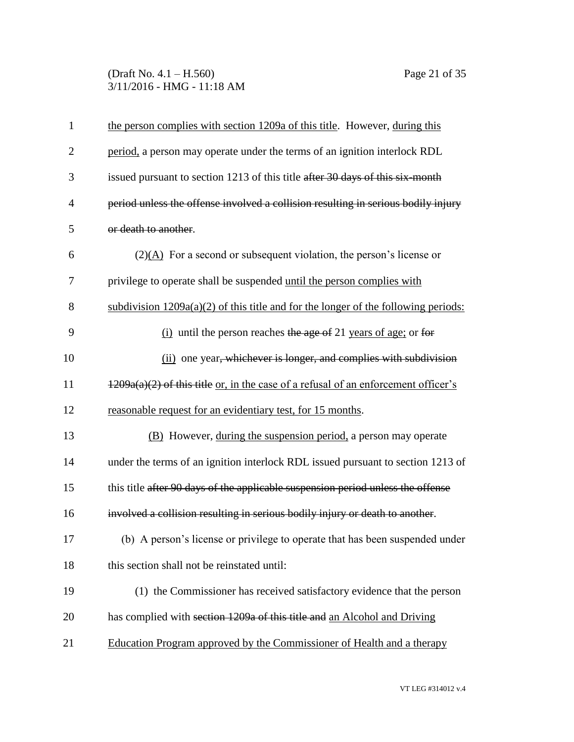the person complies with section 1209a of this title. However, during this period, a person may operate under the terms of an ignition interlock RDL issued pursuant to section 1213 of this title ~~after 30 days of this six-month period unless the offense involved a collision resulting in serious bodily injury or death to another~~.

(2)(A) For a second or subsequent violation, the person's license or privilege to operate shall be suspended until the person complies with subdivision 1209a(a)(2) of this title and for the longer of the following periods:

(i) until the person reaches ~~the age of~~ 21 years of age; or ~~for~~

(ii) one year~~, whichever is longer, and complies with subdivision 1209a(a)(2) of this title~~ or, in the case of a refusal of an enforcement officer's reasonable request for an evidentiary test, for 15 months.

(B) However, during the suspension period, a person may operate under the terms of an ignition interlock RDL issued pursuant to section 1213 of this title ~~after 90 days of the applicable suspension period unless the offense involved a collision resulting in serious bodily injury or death to another~~.

(b) A person's license or privilege to operate that has been suspended under this section shall not be reinstated until:

(1) the Commissioner has received satisfactory evidence that the person has complied with ~~section 1209a of this title and~~ an Alcohol and Driving Education Program approved by the Commissioner of Health and a therapy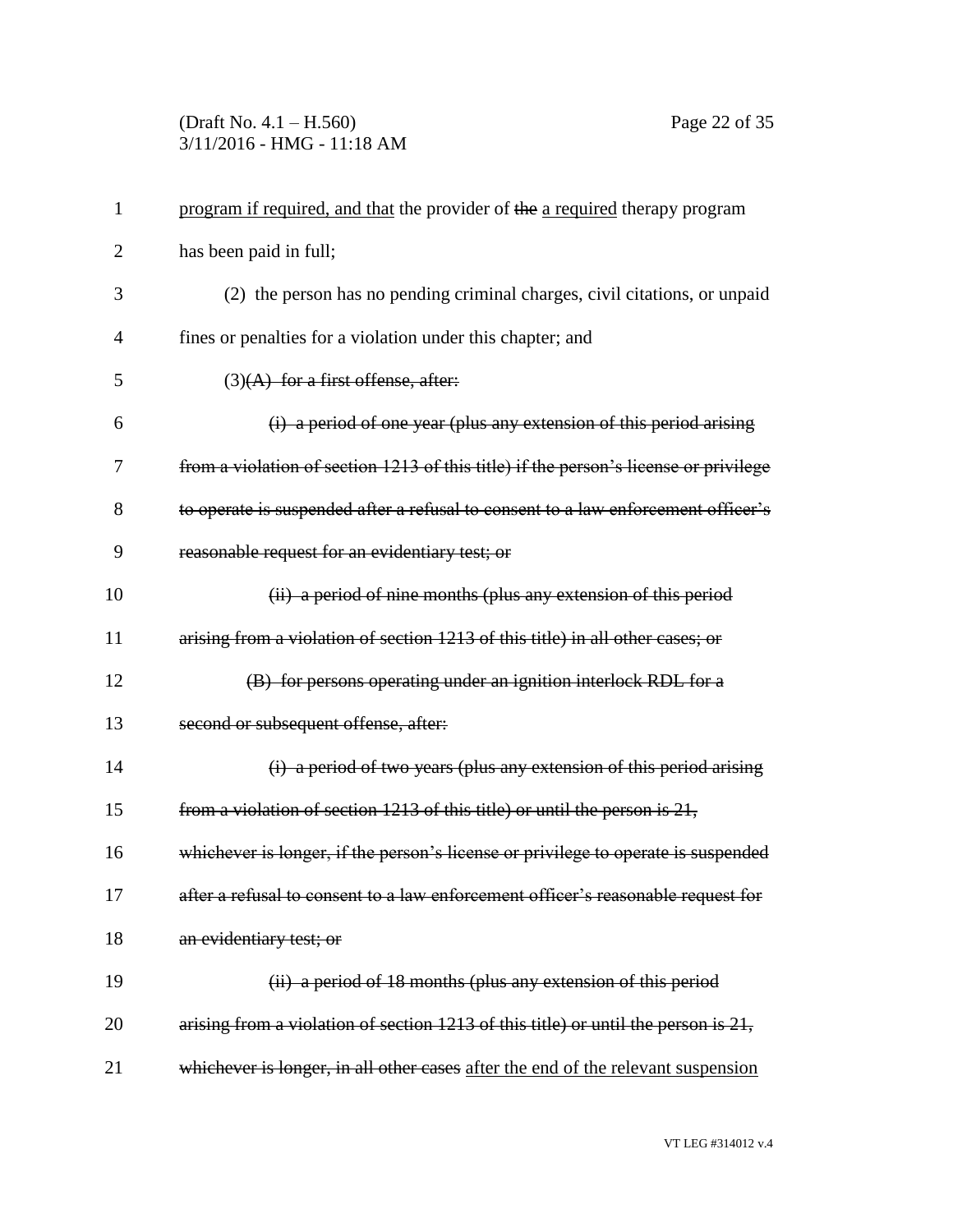program if required, and that the provider of ~~the~~ a required therapy program has been paid in full;

(2) the person has no pending criminal charges, civil citations, or unpaid fines or penalties for a violation under this chapter; and

(3)~~(A) for a first offense, after:~~

~~(i) a period of one year (plus any extension of this period arising from a violation of section 1213 of this title) if the person's license or privilege to operate is suspended after a refusal to consent to a law enforcement officer's reasonable request for an evidentiary test; or~~

~~(ii) a period of nine months (plus any extension of this period arising from a violation of section 1213 of this title) in all other cases; or~~

~~(B) for persons operating under an ignition interlock RDL for a second or subsequent offense, after:~~

~~(i) a period of two years (plus any extension of this period arising from a violation of section 1213 of this title) or until the person is 21, whichever is longer, if the person's license or privilege to operate is suspended after a refusal to consent to a law enforcement officer's reasonable request for an evidentiary test; or~~

~~(ii) a period of 18 months (plus any extension of this period arising from a violation of section 1213 of this title) or until the person is 21, whichever is longer, in all other cases~~ after the end of the relevant suspension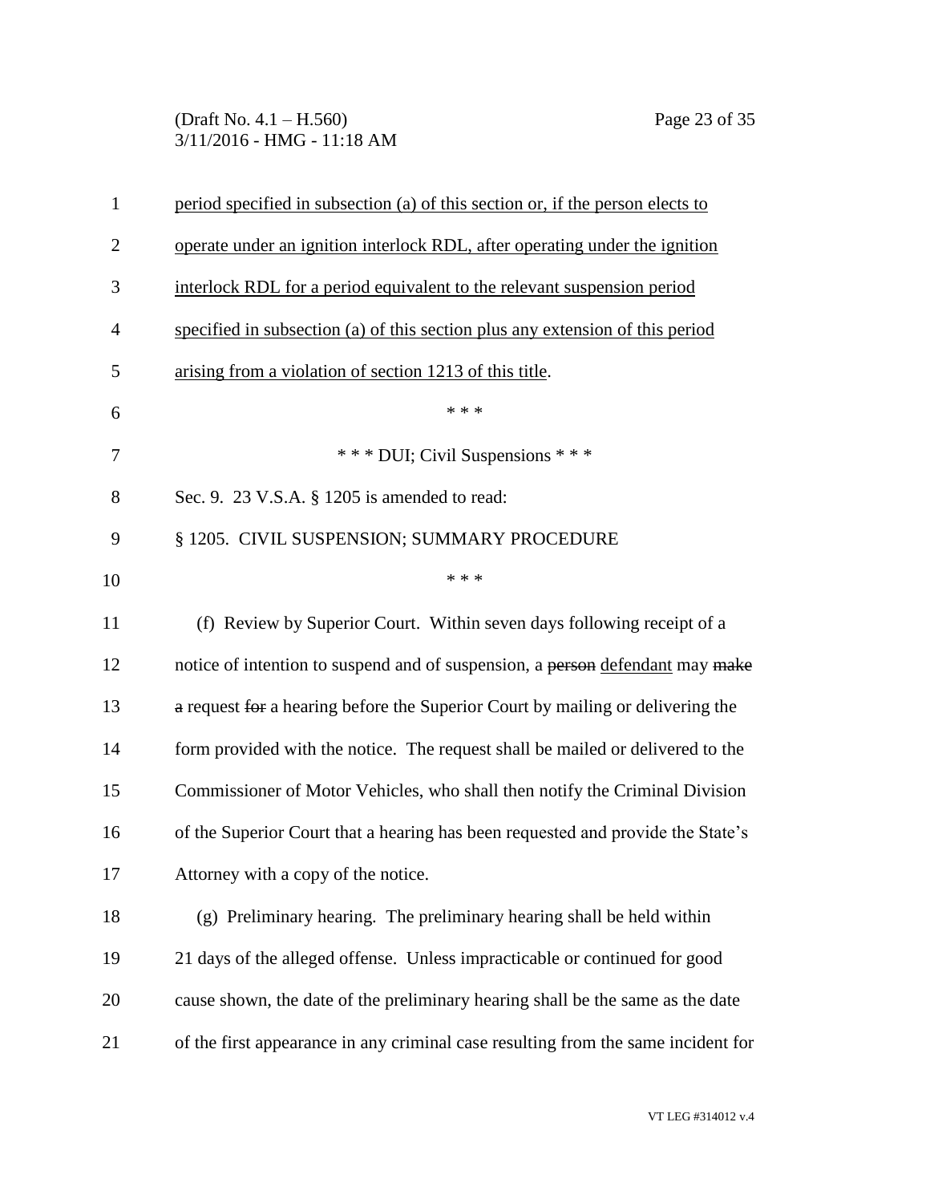period specified in subsection (a) of this section or, if the person elects to operate under an ignition interlock RDL, after operating under the ignition interlock RDL for a period equivalent to the relevant suspension period specified in subsection (a) of this section plus any extension of this period arising from a violation of section 1213 of this title.

\* \* \*

\* \* \* DUI; Civil Suspensions \* \* \*

Sec. 9. 23 V.S.A. § 1205 is amended to read:

§ 1205. CIVIL SUSPENSION; SUMMARY PROCEDURE

\* \* \*

(f) Review by Superior Court. Within seven days following receipt of a notice of intention to suspend and of suspension, a ~~person~~ defendant may ~~make a~~ request ~~for~~ a hearing before the Superior Court by mailing or delivering the form provided with the notice. The request shall be mailed or delivered to the Commissioner of Motor Vehicles, who shall then notify the Criminal Division of the Superior Court that a hearing has been requested and provide the State's Attorney with a copy of the notice.

(g) Preliminary hearing. The preliminary hearing shall be held within 21 days of the alleged offense. Unless impracticable or continued for good cause shown, the date of the preliminary hearing shall be the same as the date of the first appearance in any criminal case resulting from the same incident for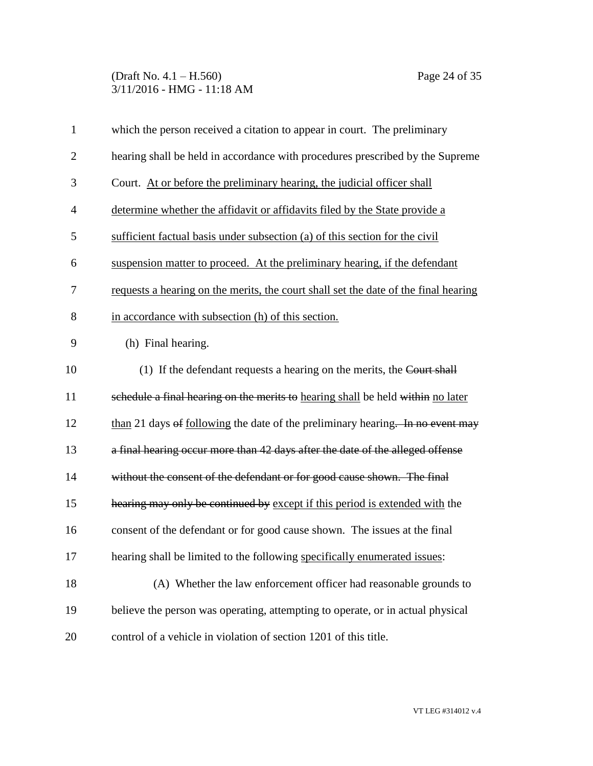which the person received a citation to appear in court. The preliminary hearing shall be held in accordance with procedures prescribed by the Supreme Court. <u>At or before the preliminary hearing, the judicial officer shall determine whether the affidavit or affidavits filed by the State provide a sufficient factual basis under subsection (a) of this section for the civil suspension matter to proceed. At the preliminary hearing, if the defendant requests a hearing on the merits, the court shall set the date of the final hearing in accordance with subsection (h) of this section.</u>

(h) Final hearing.

(1) If the defendant requests a hearing on the merits, the ~~Court shall schedule a final hearing on the merits to~~ <u>hearing shall</u> be held ~~within~~ <u>no later than</u> 21 days ~~of~~ <u>following</u> the date of the preliminary hearing~~. In no event may a final hearing occur more than 42 days after the date of the alleged offense without the consent of the defendant or for good cause shown. The final hearing may only be continued by~~ <u>except if this period is extended with</u> the consent of the defendant or for good cause shown. The issues at the final hearing shall be limited to the following <u>specifically enumerated issues</u>:

(A) Whether the law enforcement officer had reasonable grounds to believe the person was operating, attempting to operate, or in actual physical control of a vehicle in violation of section 1201 of this title.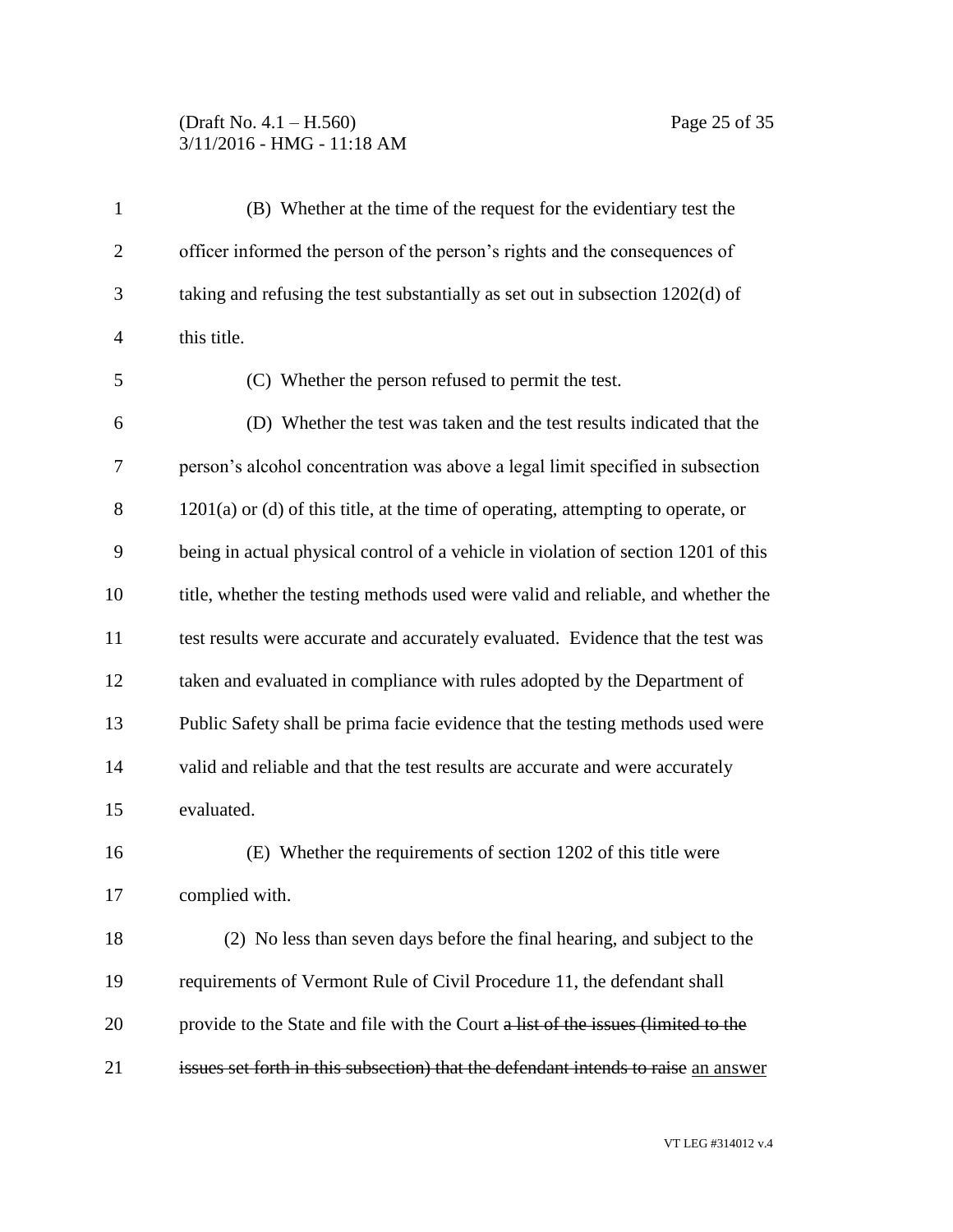(B) Whether at the time of the request for the evidentiary test the officer informed the person of the person's rights and the consequences of taking and refusing the test substantially as set out in subsection 1202(d) of this title.

(C) Whether the person refused to permit the test.

(D) Whether the test was taken and the test results indicated that the person's alcohol concentration was above a legal limit specified in subsection 1201(a) or (d) of this title, at the time of operating, attempting to operate, or being in actual physical control of a vehicle in violation of section 1201 of this title, whether the testing methods used were valid and reliable, and whether the test results were accurate and accurately evaluated. Evidence that the test was taken and evaluated in compliance with rules adopted by the Department of Public Safety shall be prima facie evidence that the testing methods used were valid and reliable and that the test results are accurate and were accurately evaluated.

(E) Whether the requirements of section 1202 of this title were complied with.

(2) No less than seven days before the final hearing, and subject to the requirements of Vermont Rule of Civil Procedure 11, the defendant shall provide to the State and file with the Court ~~a list of the issues (limited to the issues set forth in this subsection) that the defendant intends to raise~~ <u>an answer</u>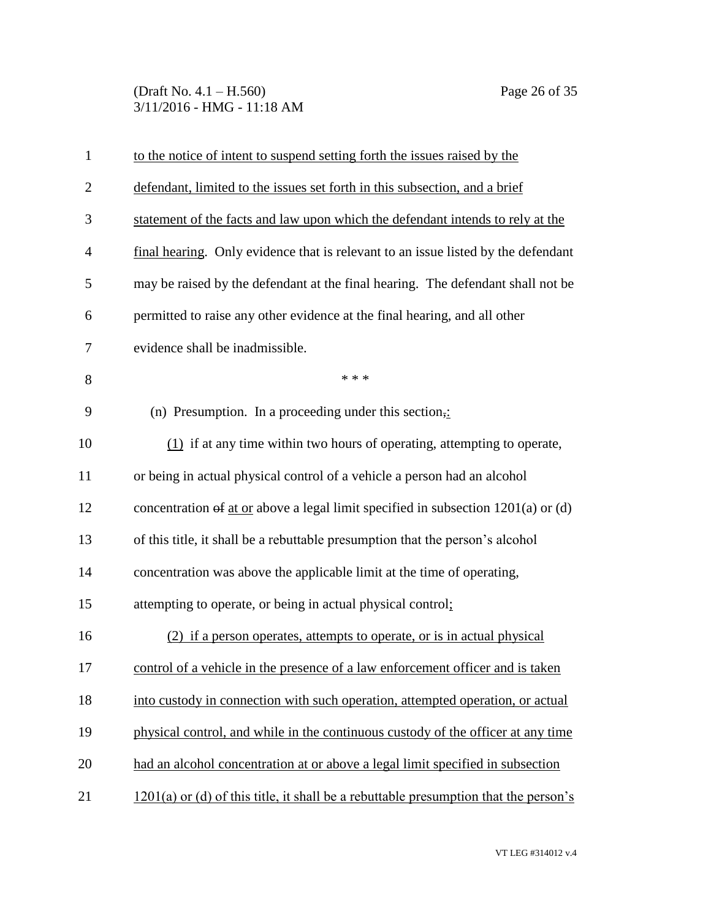to the notice of intent to suspend setting forth the issues raised by the defendant, limited to the issues set forth in this subsection, and a brief statement of the facts and law upon which the defendant intends to rely at the final hearing. Only evidence that is relevant to an issue listed by the defendant may be raised by the defendant at the final hearing. The defendant shall not be permitted to raise any other evidence at the final hearing, and all other evidence shall be inadmissible.

\* \* \*

(n) Presumption. In a proceeding under this section,:

(1) if at any time within two hours of operating, attempting to operate, or being in actual physical control of a vehicle a person had an alcohol concentration of at or above a legal limit specified in subsection 1201(a) or (d) of this title, it shall be a rebuttable presumption that the person's alcohol concentration was above the applicable limit at the time of operating, attempting to operate, or being in actual physical control;

(2) if a person operates, attempts to operate, or is in actual physical control of a vehicle in the presence of a law enforcement officer and is taken into custody in connection with such operation, attempted operation, or actual physical control, and while in the continuous custody of the officer at any time had an alcohol concentration at or above a legal limit specified in subsection 1201(a) or (d) of this title, it shall be a rebuttable presumption that the person's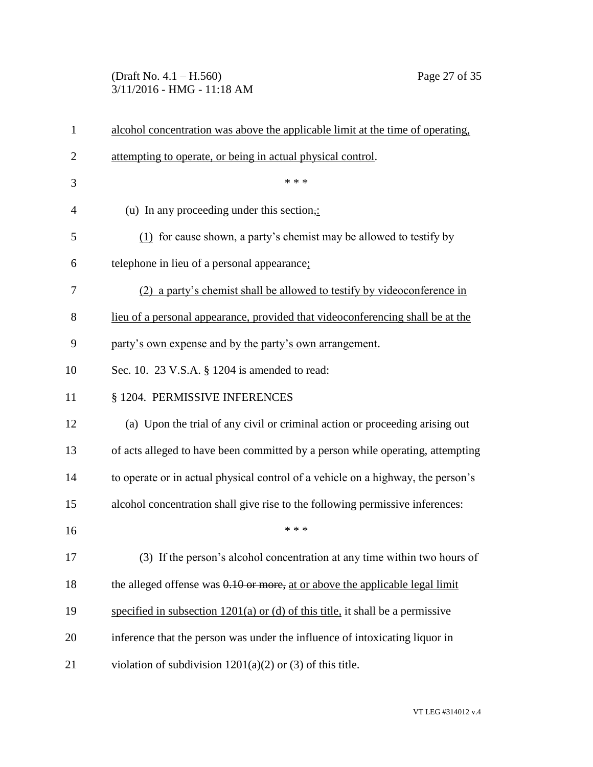alcohol concentration was above the applicable limit at the time of operating, attempting to operate, or being in actual physical control.

\* \* \*

(u) In any proceeding under this section,:

(1) for cause shown, a party's chemist may be allowed to testify by telephone in lieu of a personal appearance;

(2) a party's chemist shall be allowed to testify by videoconference in lieu of a personal appearance, provided that videoconferencing shall be at the party's own expense and by the party's own arrangement.

Sec. 10. 23 V.S.A. § 1204 is amended to read:

§ 1204. PERMISSIVE INFERENCES

(a) Upon the trial of any civil or criminal action or proceeding arising out of acts alleged to have been committed by a person while operating, attempting to operate or in actual physical control of a vehicle on a highway, the person's alcohol concentration shall give rise to the following permissive inferences:

\* \* \*

(3) If the person's alcohol concentration at any time within two hours of the alleged offense was ~~0.10 or more,~~ at or above the applicable legal limit specified in subsection 1201(a) or (d) of this title, it shall be a permissive inference that the person was under the influence of intoxicating liquor in violation of subdivision 1201(a)(2) or (3) of this title.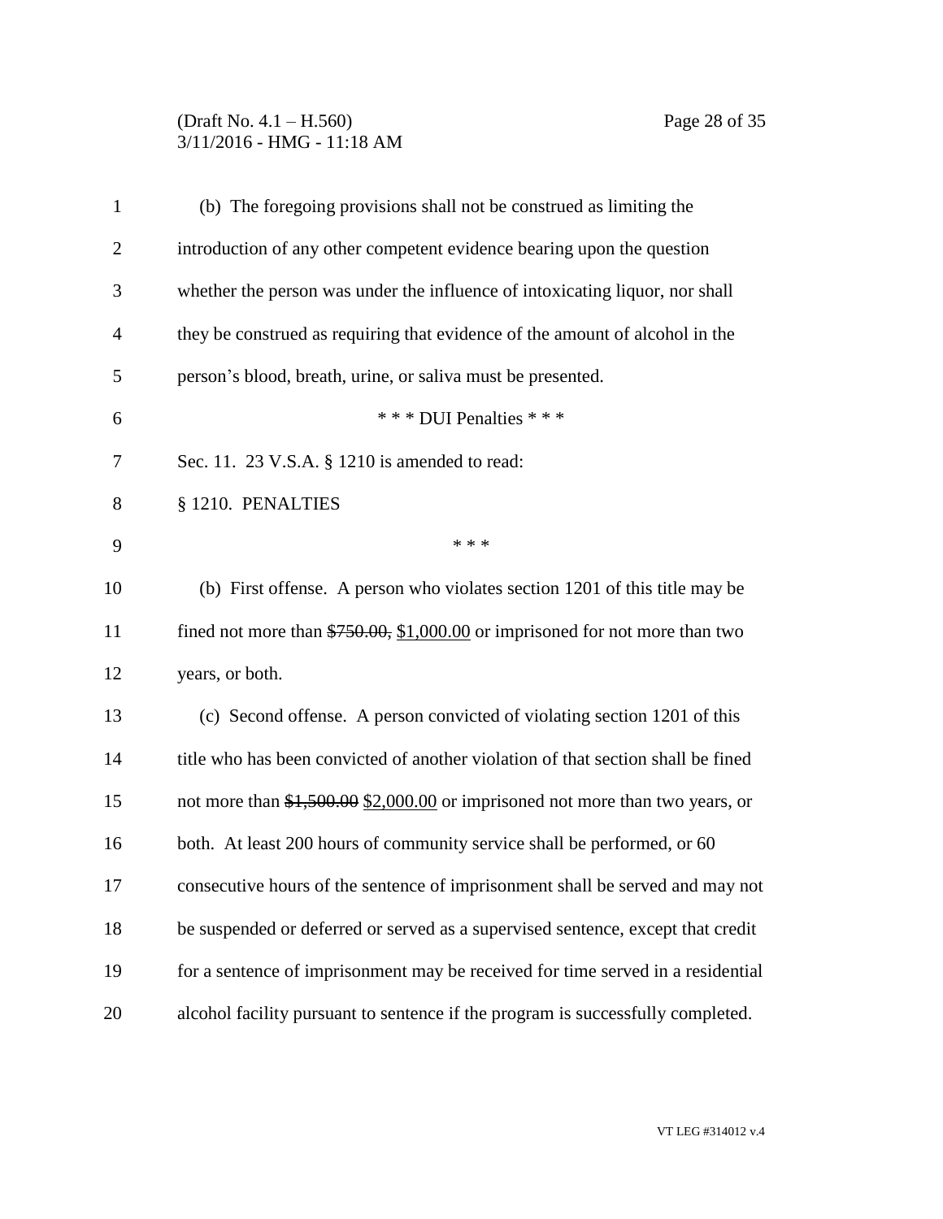(b) The foregoing provisions shall not be construed as limiting the introduction of any other competent evidence bearing upon the question whether the person was under the influence of intoxicating liquor, nor shall they be construed as requiring that evidence of the amount of alcohol in the person's blood, breath, urine, or saliva must be presented.

\* \* \* DUI Penalties \* \* \*

Sec. 11. 23 V.S.A. § 1210 is amended to read:

§ 1210. PENALTIES

\* \* \*

(b) First offense. A person who violates section 1201 of this title may be fined not more than ~~$750.00,~~ <u>$1,000.00</u> or imprisoned for not more than two years, or both.

(c) Second offense. A person convicted of violating section 1201 of this title who has been convicted of another violation of that section shall be fined not more than ~~$1,500.00~~ <u>$2,000.00</u> or imprisoned not more than two years, or both. At least 200 hours of community service shall be performed, or 60 consecutive hours of the sentence of imprisonment shall be served and may not be suspended or deferred or served as a supervised sentence, except that credit for a sentence of imprisonment may be received for time served in a residential alcohol facility pursuant to sentence if the program is successfully completed.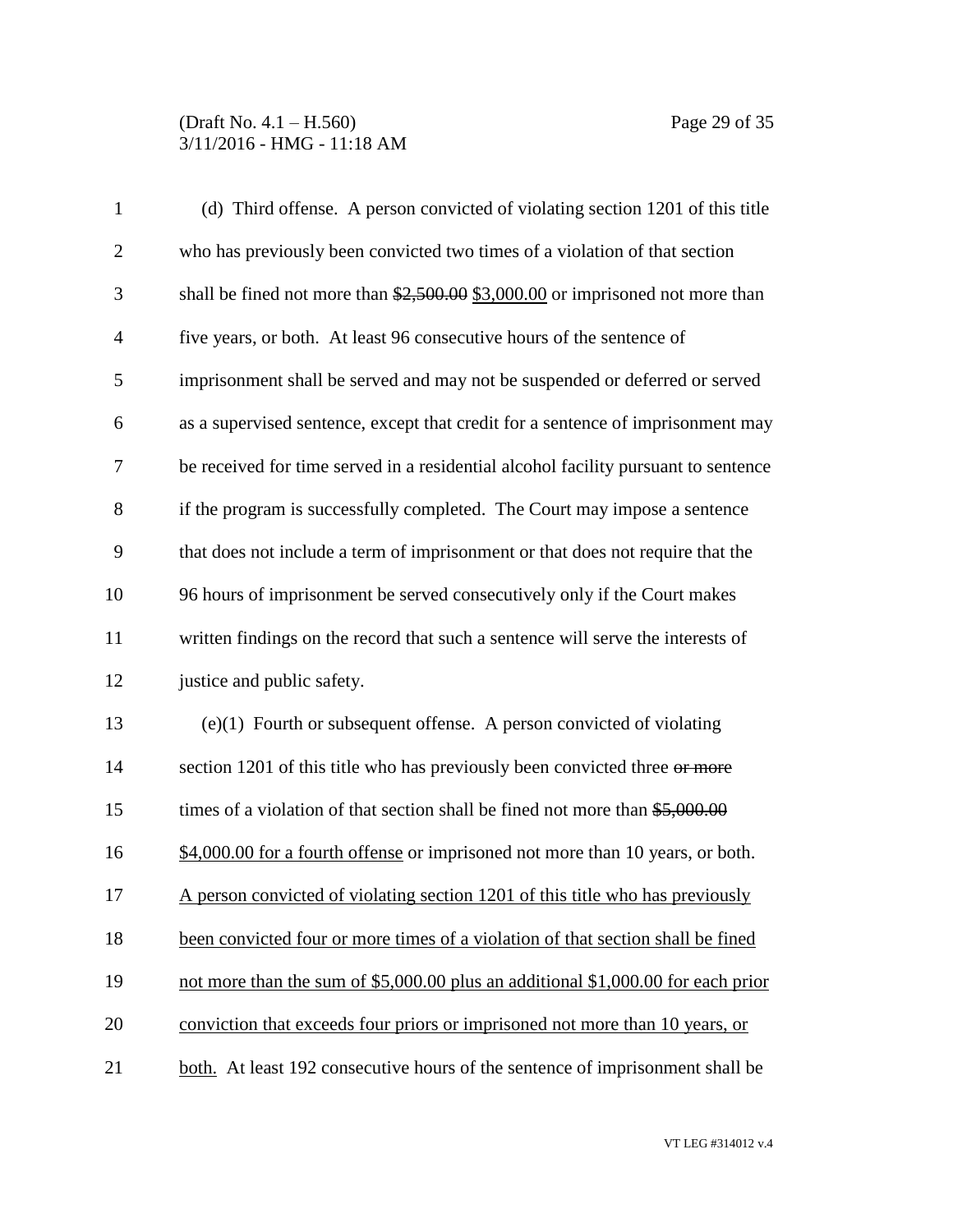(d) Third offense. A person convicted of violating section 1201 of this title who has previously been convicted two times of a violation of that section shall be fined not more than ~~$2,500.00~~ <u>$3,000.00</u> or imprisoned not more than five years, or both. At least 96 consecutive hours of the sentence of imprisonment shall be served and may not be suspended or deferred or served as a supervised sentence, except that credit for a sentence of imprisonment may be received for time served in a residential alcohol facility pursuant to sentence if the program is successfully completed. The Court may impose a sentence that does not include a term of imprisonment or that does not require that the 96 hours of imprisonment be served consecutively only if the Court makes written findings on the record that such a sentence will serve the interests of justice and public safety.

(e)(1) Fourth or subsequent offense. A person convicted of violating section 1201 of this title who has previously been convicted three ~~or more~~ times of a violation of that section shall be fined not more than ~~$5,000.00~~ <u>$4,000.00 for a fourth offense</u> or imprisoned not more than 10 years, or both. <u>A person convicted of violating section 1201 of this title who has previously been convicted four or more times of a violation of that section shall be fined not more than the sum of $5,000.00 plus an additional $1,000.00 for each prior conviction that exceeds four priors or imprisoned not more than 10 years, or both.</u> At least 192 consecutive hours of the sentence of imprisonment shall be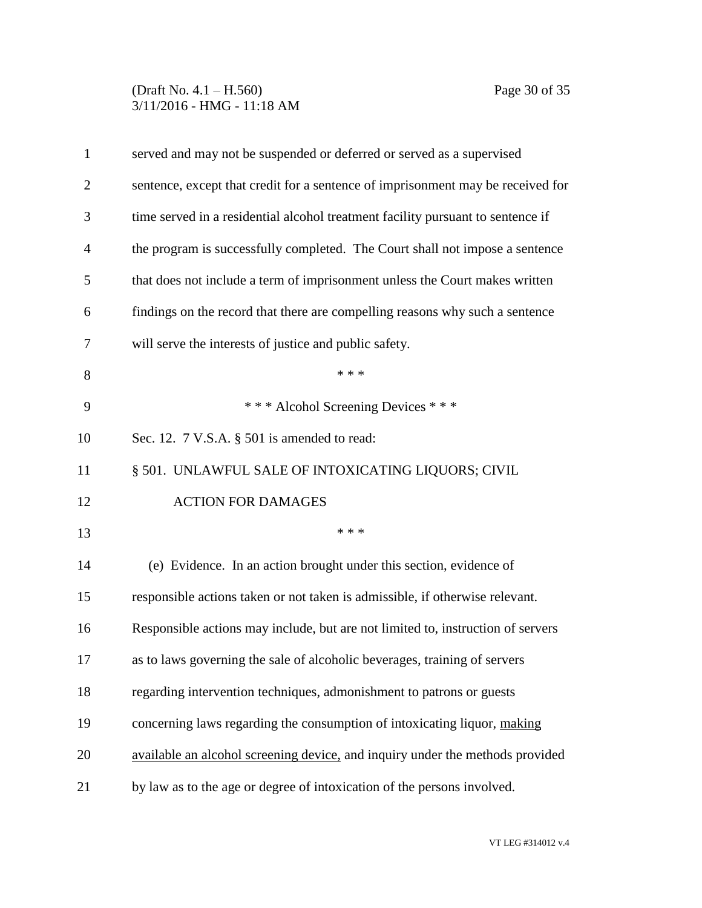served and may not be suspended or deferred or served as a supervised sentence, except that credit for a sentence of imprisonment may be received for time served in a residential alcohol treatment facility pursuant to sentence if the program is successfully completed. The Court shall not impose a sentence that does not include a term of imprisonment unless the Court makes written findings on the record that there are compelling reasons why such a sentence will serve the interests of justice and public safety.

\* \* \*

\* \* \* Alcohol Screening Devices \* \* \*

Sec. 12. 7 V.S.A. § 501 is amended to read:

§ 501. UNLAWFUL SALE OF INTOXICATING LIQUORS; CIVIL ACTION FOR DAMAGES

\* \* \*

(e) Evidence. In an action brought under this section, evidence of responsible actions taken or not taken is admissible, if otherwise relevant. Responsible actions may include, but are not limited to, instruction of servers as to laws governing the sale of alcoholic beverages, training of servers regarding intervention techniques, admonishment to patrons or guests concerning laws regarding the consumption of intoxicating liquor, <u>making available an alcohol screening device,</u> and inquiry under the methods provided by law as to the age or degree of intoxication of the persons involved.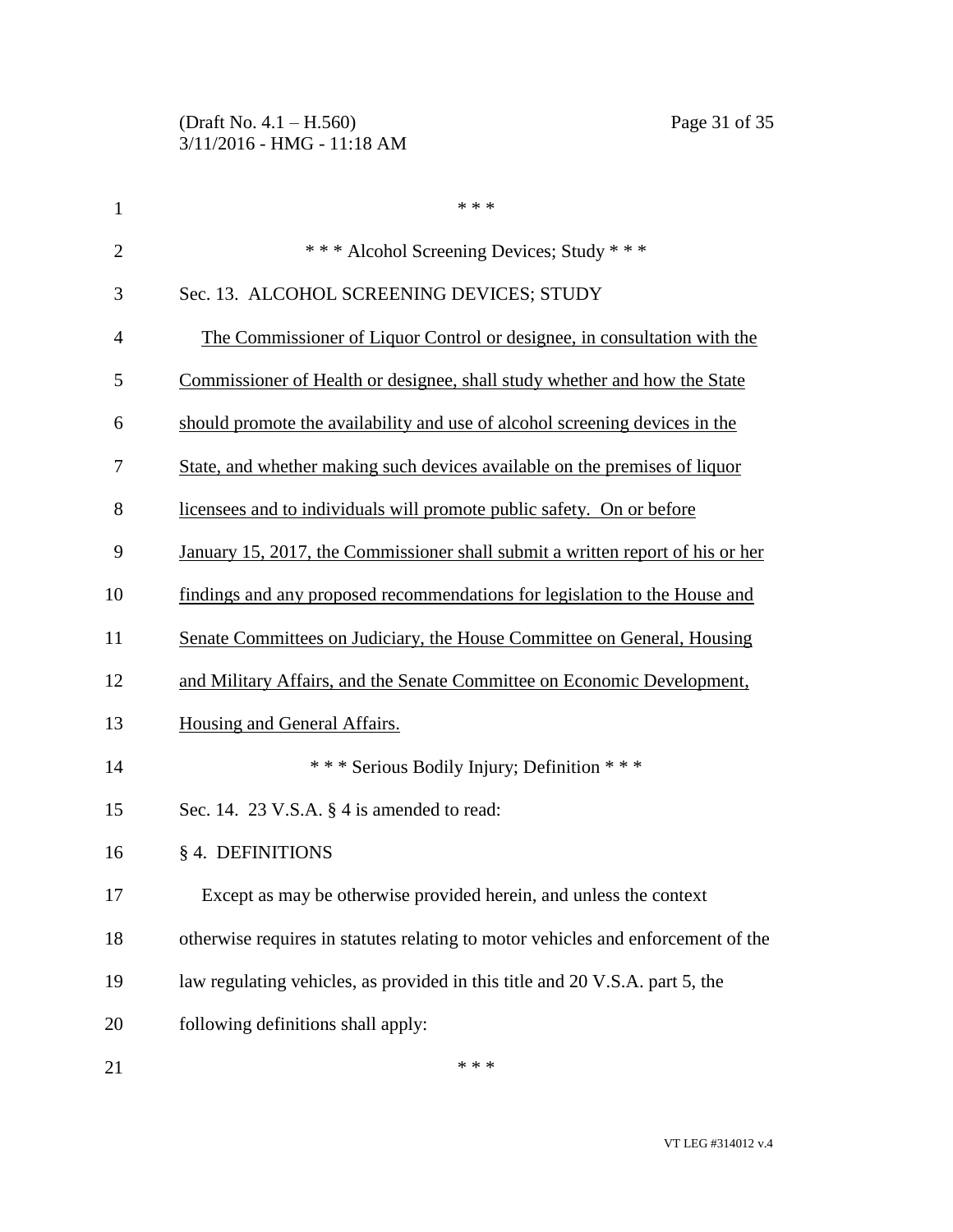\* \* \*

\* \* \* Alcohol Screening Devices; Study \* \* \*

Sec. 13. ALCOHOL SCREENING DEVICES; STUDY

The Commissioner of Liquor Control or designee, in consultation with the Commissioner of Health or designee, shall study whether and how the State should promote the availability and use of alcohol screening devices in the State, and whether making such devices available on the premises of liquor licensees and to individuals will promote public safety. On or before January 15, 2017, the Commissioner shall submit a written report of his or her findings and any proposed recommendations for legislation to the House and Senate Committees on Judiciary, the House Committee on General, Housing and Military Affairs, and the Senate Committee on Economic Development, Housing and General Affairs.

\* \* \* Serious Bodily Injury; Definition \* \* \*

Sec. 14. 23 V.S.A. § 4 is amended to read:

§ 4. DEFINITIONS

Except as may be otherwise provided herein, and unless the context otherwise requires in statutes relating to motor vehicles and enforcement of the law regulating vehicles, as provided in this title and 20 V.S.A. part 5, the following definitions shall apply:

\* \* \*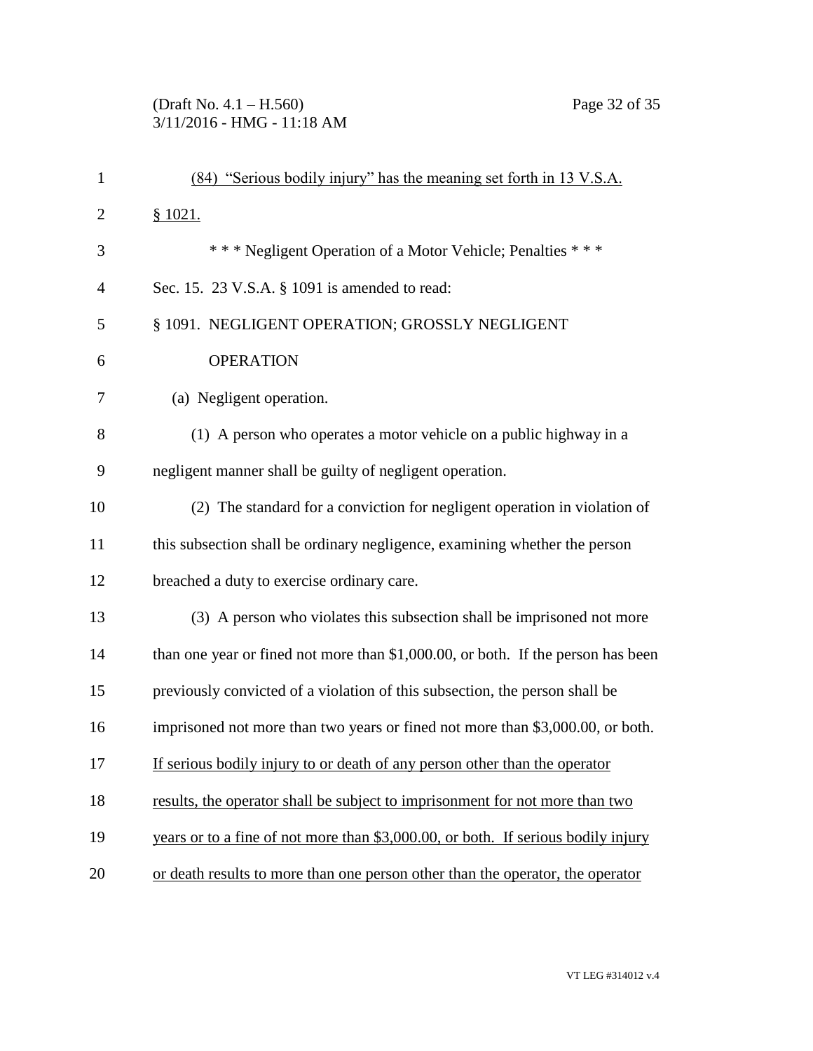(84) "Serious bodily injury" has the meaning set forth in 13 V.S.A. § 1021.

\* \* \* Negligent Operation of a Motor Vehicle; Penalties \* \* \*

Sec. 15. 23 V.S.A. § 1091 is amended to read:

§ 1091. NEGLIGENT OPERATION; GROSSLY NEGLIGENT OPERATION

(a) Negligent operation.

(1) A person who operates a motor vehicle on a public highway in a negligent manner shall be guilty of negligent operation.

(2) The standard for a conviction for negligent operation in violation of this subsection shall be ordinary negligence, examining whether the person breached a duty to exercise ordinary care.

(3) A person who violates this subsection shall be imprisoned not more than one year or fined not more than $1,000.00, or both. If the person has been previously convicted of a violation of this subsection, the person shall be imprisoned not more than two years or fined not more than $3,000.00, or both. If serious bodily injury to or death of any person other than the operator results, the operator shall be subject to imprisonment for not more than two years or to a fine of not more than $3,000.00, or both. If serious bodily injury or death results to more than one person other than the operator, the operator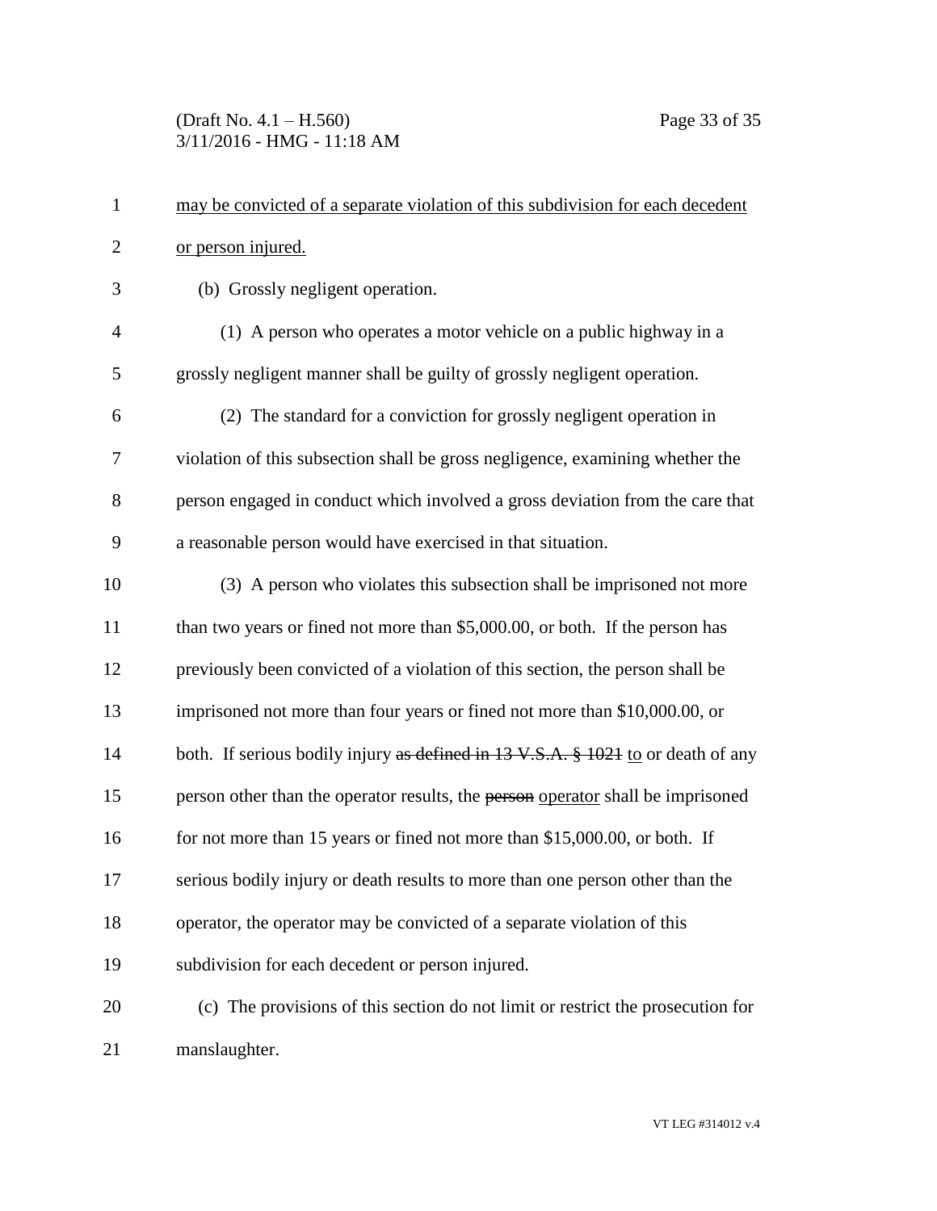<u>may be convicted of a separate violation of this subdivision for each decedent or person injured.</u>

(b) Grossly negligent operation.

(1) A person who operates a motor vehicle on a public highway in a grossly negligent manner shall be guilty of grossly negligent operation.

(2) The standard for a conviction for grossly negligent operation in violation of this subsection shall be gross negligence, examining whether the person engaged in conduct which involved a gross deviation from the care that a reasonable person would have exercised in that situation.

(3) A person who violates this subsection shall be imprisoned not more than two years or fined not more than \$5,000.00, or both. If the person has previously been convicted of a violation of this section, the person shall be imprisoned not more than four years or fined not more than \$10,000.00, or both. If serious bodily injury ~~as defined in 13 V.S.A. § 1021~~ <u>to</u> or death of any person other than the operator results, the ~~person~~ <u>operator</u> shall be imprisoned for not more than 15 years or fined not more than \$15,000.00, or both. If serious bodily injury or death results to more than one person other than the operator, the operator may be convicted of a separate violation of this subdivision for each decedent or person injured.

(c) The provisions of this section do not limit or restrict the prosecution for manslaughter.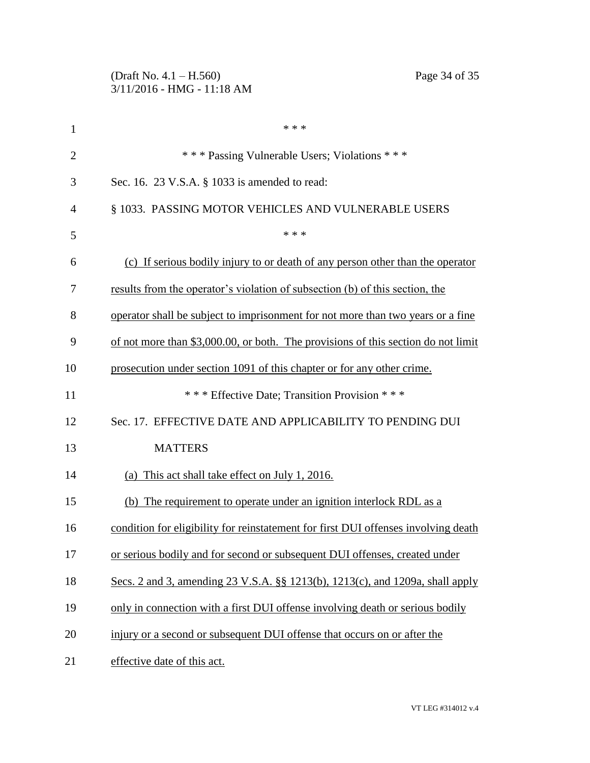\* \* \*

\* \* \* Passing Vulnerable Users; Violations \* \* \*

Sec. 16. 23 V.S.A. § 1033 is amended to read:

§ 1033. PASSING MOTOR VEHICLES AND VULNERABLE USERS

\* \* \*

<u>(c) If serious bodily injury to or death of any person other than the operator results from the operator's violation of subsection (b) of this section, the operator shall be subject to imprisonment for not more than two years or a fine of not more than $3,000.00, or both. The provisions of this section do not limit prosecution under section 1091 of this chapter or for any other crime.</u>

\* \* \* Effective Date; Transition Provision \* \* \*

Sec. 17. EFFECTIVE DATE AND APPLICABILITY TO PENDING DUI MATTERS

<u>(a) This act shall take effect on July 1, 2016.</u>

<u>(b) The requirement to operate under an ignition interlock RDL as a condition for eligibility for reinstatement for first DUI offenses involving death or serious bodily and for second or subsequent DUI offenses, created under Secs. 2 and 3, amending 23 V.S.A. §§ 1213(b), 1213(c), and 1209a, shall apply only in connection with a first DUI offense involving death or serious bodily injury or a second or subsequent DUI offense that occurs on or after the effective date of this act.</u>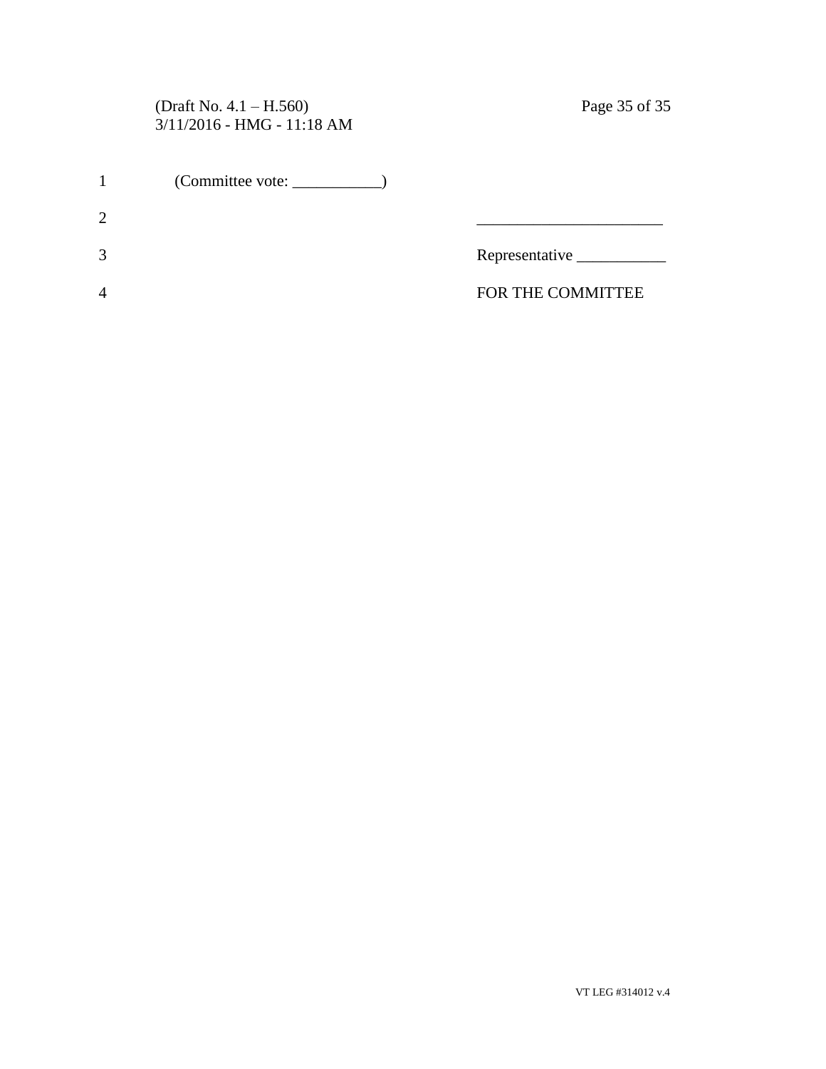(Committee vote: ___________)

_______________________

Representative ___________

FOR THE COMMITTEE